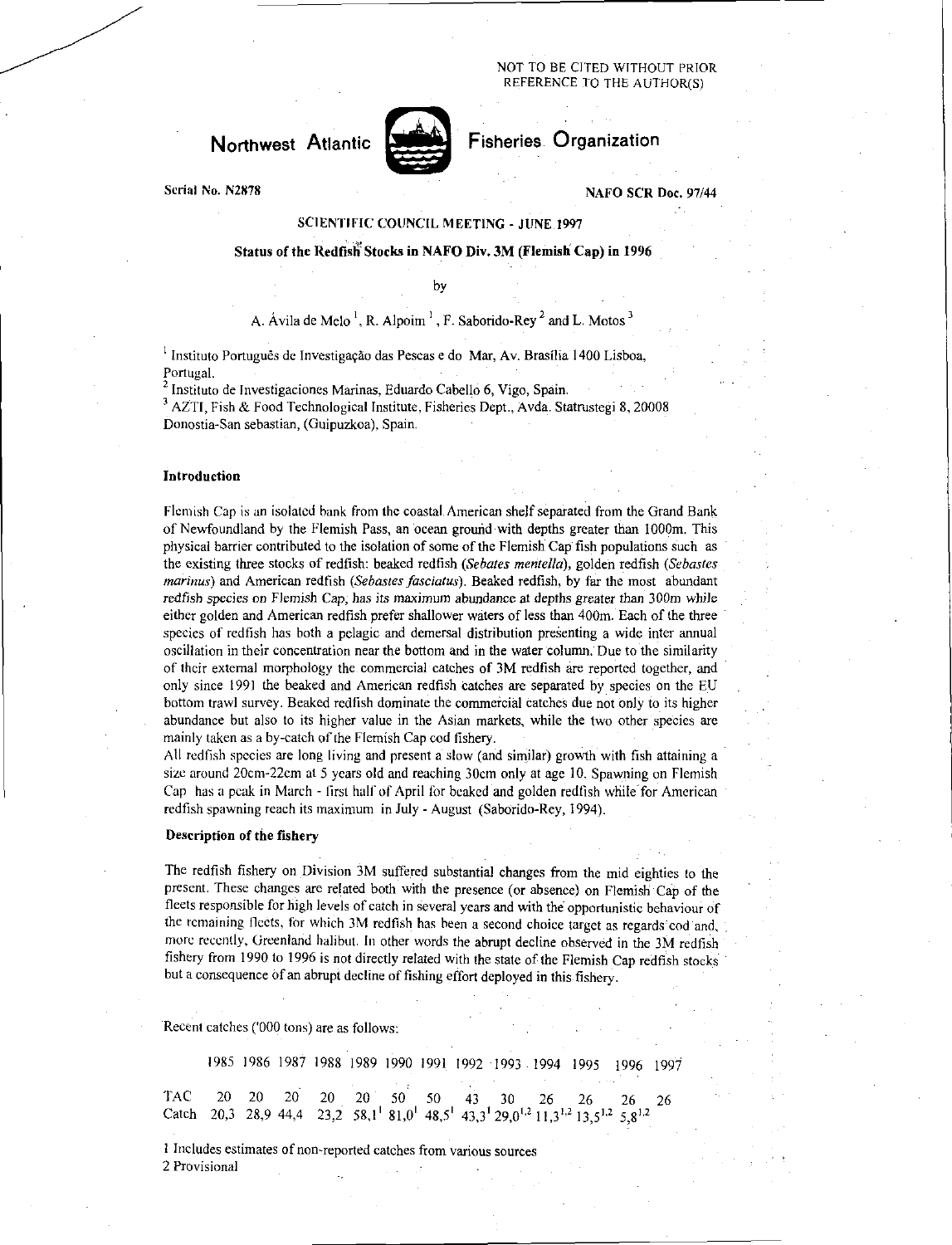NOT TO BE CITED WITHOUT PRIOR REFERENCE TO THE AUTHOR(S)

Northwest Atlantic Fisheries Organization

Serial No. N2878 NAFO SCR Doc. 97/44

SCIENTIFIC COUNCIL MEETING - JUNE 1997

# Status of the Redfish Stocks in NAFO Div. 3M (Flemish Cap) in 1996

by

A. Ávila de Melo[1], R. Alpoim[1], F. Saborido-Rey[2] and L. Motos[3]

[1] Instituto Português de Investigação das Pescas e do Mar, Av. Brasília 1400 Lisboa, Portugal.
[2] Instituto de Investigaciones Marinas, Eduardo Cabello 6, Vigo, Spain.
[3] AZTI, Fish & Food Technological Institute, Fisheries Dept., Avda. Statrustegi 8, 20008 Donostia-San sebastian, (Guipuzkoa), Spain.

## Introduction

Flemish Cap is an isolated bank from the coastal American shelf separated from the Grand Bank of Newfoundland by the Flemish Pass, an ocean ground with depths greater than 1000m. This physical barrier contributed to the isolation of some of the Flemish Cap fish populations such as the existing three stocks of redfish: beaked redfish (*Sebates mentella*), golden redfish (*Sebastes marinus*) and American redfish (*Sebastes fasciatus*). Beaked redfish, by far the most abundant redfish species on Flemish Cap, has its maximum abundance at depths greater than 300m while either golden and American redfish prefer shallower waters of less than 400m. Each of the three species of redfish has both a pelagic and demersal distribution presenting a wide inter annual oscillation in their concentration near the bottom and in the water column. Due to the similarity of their external morphology the commercial catches of 3M redfish are reported together, and only since 1991 the beaked and American redfish catches are separated by species on the EU bottom trawl survey. Beaked redfish dominate the commercial catches due not only to its higher abundance but also to its higher value in the Asian markets, while the two other species are mainly taken as a by-catch of the Flemish Cap cod fishery.

All redfish species are long living and present a slow (and similar) growth with fish attaining a size around 20cm-22cm at 5 years old and reaching 30cm only at age 10. Spawning on Flemish Cap has a peak in March - first half of April for beaked and golden redfish while for American redfish spawning reach its maximum in July - August (Saborido-Rey, 1994).

## Description of the fishery

The redfish fishery on Division 3M suffered substantial changes from the mid eighties to the present. These changes are related both with the presence (or absence) on Flemish Cap of the fleets responsible for high levels of catch in several years and with the opportunistic behaviour of the remaining fleets, for which 3M redfish has been a second choice target as regards cod and, more recently, Greenland halibut. In other words the abrupt decline observed in the 3M redfish fishery from 1990 to 1996 is not directly related with the state of the Flemish Cap redfish stocks but a consequence of an abrupt decline of fishing effort deployed in this fishery.

Recent catches ('000 tons) are as follows:

| | 1985 | 1986 | 1987 | 1988 | 1989 | 1990 | 1991 | 1992 | 1993 | 1994 | 1995 | 1996 | 1997 |
|---|---|---|---|---|---|---|---|---|---|---|---|---|---|
| TAC | 20 | 20 | 20 | 20 | 20 | 50 | 50 | 43 | 30 | 26 | 26 | 26 | 26 |
| Catch | 20,3 | 28,9 | 44,4 | 23,2 | 58,1[1] | 81,0[1] | 48,5[1] | 43,3[1] | 29,0[1,2] | 11,3[1,2] | 13,5[1,2] | 5,8[1,2] | |

1 Includes estimates of non-reported catches from various sources
2 Provisional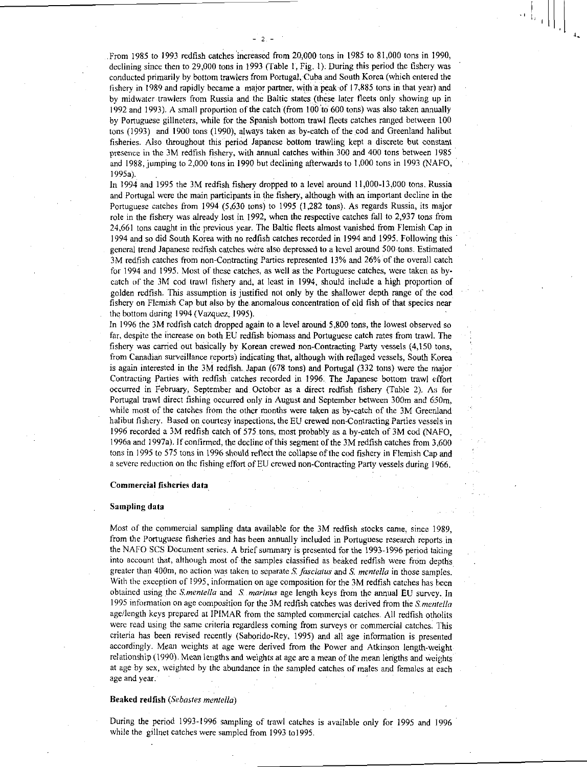From 1985 to 1993 redfish catches increased from 20,000 tons in 1985 to 81,000 tons in 1990, declining since then to 29,000 tons in 1993 (Table 1, Fig. 1). During this period the fishery was conducted primarily by bottom trawlers from Portugal, Cuba and South Korea (which entered the fishery in 1989 and rapidly became a major partner, with a peak of 17,885 tons in that year) and by midwater trawlers from Russia and the Baltic states (these later fleets only showing up in 1992 and 1993). A small proportion of the catch (from 100 to 600 tons) was also taken annually by Portuguese gillneters, while for the Spanish bottom trawl fleets catches ranged between 100 tons (1993) and 1900 tons (1990), always taken as by-catch of the cod and Greenland halibut fisheries. Also throughout this period Japanese bottom trawling kept a discrete but constant presence in the 3M redfish fishery, with annual catches within 300 and 400 tons between 1985 and 1988, jumping to 2,000 tons in 1990 but declining afterwards to 1,000 tons in 1993 (NAFO, 1995a).

In 1994 and 1995 the 3M redfish fishery dropped to a level around 11,000-13,000 tons. Russia and Portugal were the main participants in the fishery, although with an important decline in the Portuguese catches from 1994 (5,630 tons) to 1995 (1,282 tons). As regards Russia, its major role in the fishery was already lost in 1992, when the respective catches fall to 2,937 tons from 24,661 tons caught in the previous year. The Baltic fleets almost vanished from Flemish Cap in 1994 and so did South Korea with no redfish catches recorded in 1994 and 1995. Following this general trend Japanese redfish catches were also depressed to a level around 500 tons. Estimated 3M redfish catches from non-Contracting Parties represented 13% and 26% of the overall catch for 1994 and 1995. Most of these catches, as well as the Portuguese catches, were taken as by-catch of the 3M cod trawl fishery and, at least in 1994, should include a high proportion of golden redfish. This assumption is justified not only by the shallower depth range of the cod fishery on Flemish Cap but also by the anomalous concentration of old fish of that species near the bottom during 1994 (Vazquez, 1995).

In 1996 the 3M redfish catch dropped again to a level around 5,800 tons, the lowest observed so far, despite the increase on both EU redfish biomass and Portuguese catch rates from trawl. The fishery was carried out basically by Korean crewed non-Contracting Party vessels (4,150 tons, from Canadian surveillance reports) indicating that, although with reflaged vessels, South Korea is again interested in the 3M redfish. Japan (678 tons) and Portugal (332 tons) were the major Contracting Parties with redfish catches recorded in 1996. The Japanese bottom trawl effort occurred in February, September and October as a direct redfish fishery (Table 2). As for Portugal trawl direct fishing occurred only in August and September between 300m and 650m, while most of the catches from the other months were taken as by-catch of the 3M Greenland halibut fishery. Based on courtesy inspections, the EU crewed non-Contracting Parties vessels in 1996 recorded a 3M redfish catch of 575 tons, most probably as a by-catch of 3M cod (NAFO, 1996a and 1997a). If confirmed, the decline of this segment of the 3M redfish catches from 3,600 tons in 1995 to 575 tons in 1996 should reflect the collapse of the cod fishery in Flemish Cap and a severe reduction on the fishing effort of EU crewed non-Contracting Party vessels during 1966.

## Commercial fisheries data

### Sampling data

Most of the commercial sampling data available for the 3M redfish stocks came, since 1989, from the Portuguese fisheries and has been annually included in Portuguese research reports in the NAFO SCS Document series. A brief summary is presented for the 1993-1996 period taking into account that, although most of the samples classified as beaked redfish were from depths greater than 400m, no action was taken to separate *S. fasciatus* and *S. mentella* in those samples. With the exception of 1995, information on age composition for the 3M redfish catches has been obtained using the *S.mentella* and *S. marinus* age length keys from the annual EU survey. In 1995 information on age composition for the 3M redfish catches was derived from the *S.mentella* age/length keys prepared at IPIMAR from the sampled commercial catches. All redfish otholits were read using the same criteria regardless coming from surveys or commercial catches. This criteria has been revised recently (Saborido-Rey, 1995) and all age information is presented accordingly. Mean weights at age were derived from the Power and Atkinson length-weight relationship (1990). Mean lengths and weights at age are a mean of the mean lengths and weights at age by sex, weighted by the abundance in the sampled catches of males and females at each age and year.

### Beaked redfish (*Sebastes mentella*)

During the period 1993-1996 sampling of trawl catches is available only for 1995 and 1996 while the gillnet catches were sampled from 1993 to1995.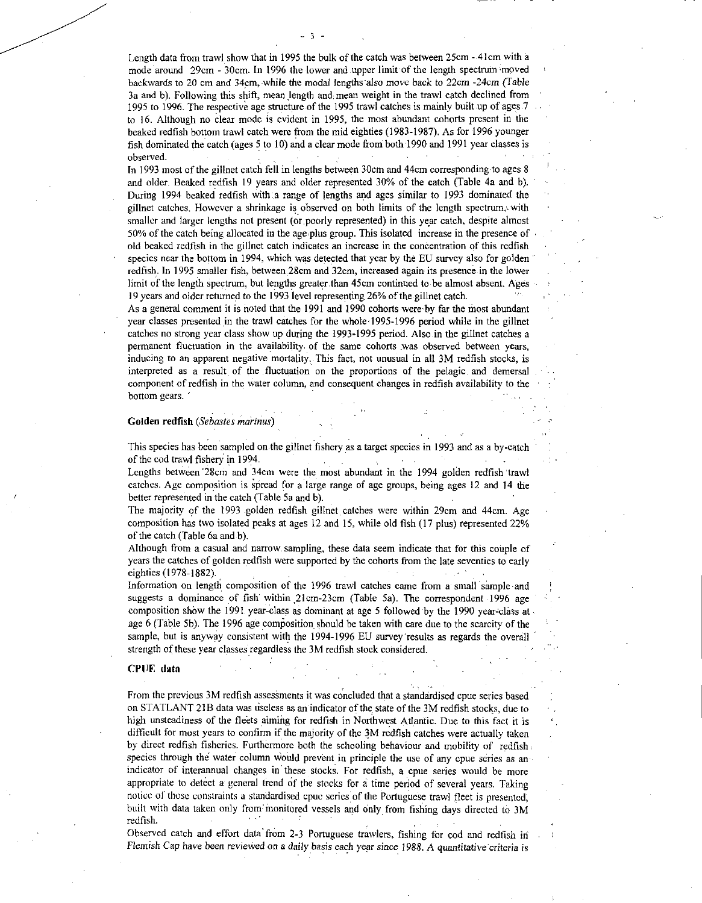Length data from trawl show that in 1995 the bulk of the catch was between 25cm - 41cm with a mode around 29cm - 30cm. In 1996 the lower and upper limit of the length spectrum moved backwards to 20 cm and 34cm, while the modal lengths also move back to 22cm -24cm (Table 3a and b). Following this shift, mean length and mean weight in the trawl catch declined from 1995 to 1996. The respective age structure of the 1995 trawl catches is mainly built up of ages 7 to 16. Although no clear mode is evident in 1995, the most abundant cohorts present in the beaked redfish bottom trawl catch were from the mid eighties (1983-1987). As for 1996 younger fish dominated the catch (ages 5 to 10) and a clear mode from both 1990 and 1991 year classes is observed.

In 1993 most of the gillnet catch fell in lengths between 30cm and 44cm corresponding to ages 8 and older. Beaked redfish 19 years and older represented 30% of the catch (Table 4a and b). During 1994 beaked redfish with a range of lengths and ages similar to 1993 dominated the gillnet catches. However a shrinkage is observed on both limits of the length spectrum, with smaller and larger lengths not present (or poorly represented) in this year catch, despite almost 50% of the catch being allocated in the age plus group. This isolated increase in the presence of old beaked redfish in the gillnet catch indicates an increase in the concentration of this redfish species near the bottom in 1994, which was detected that year by the EU survey also for golden redfish. In 1995 smaller fish, between 28cm and 32cm, increased again its presence in the lower limit of the length spectrum, but lengths greater than 45cm continued to be almost absent. Ages 19 years and older returned to the 1993 level representing 26% of the gillnet catch.

As a general comment it is noted that the 1991 and 1990 cohorts were by far the most abundant year classes presented in the trawl catches for the whole 1995-1996 period while in the gillnet catches no strong year class show up during the 1993-1995 period. Also in the gillnet catches a permanent fluctuation in the availability of the same cohorts was observed between years, inducing to an apparent negative mortality. This fact, not unusual in all 3M redfish stocks, is interpreted as a result of the fluctuation on the proportions of the pelagic and demersal component of redfish in the water column, and consequent changes in redfish availability to the bottom gears.

**Golden redfish** (*Sebastes marinus*)

This species has been sampled on the gillnet fishery as a target species in 1993 and as a by-catch of the cod trawl fishery in 1994.

Lengths between 28cm and 34cm were the most abundant in the 1994 golden redfish trawl catches. Age composition is spread for a large range of age groups, being ages 12 and 14 the better represented in the catch (Table 5a and b).

The majority of the 1993 golden redfish gillnet catches were within 29cm and 44cm. Age composition has two isolated peaks at ages 12 and 15, while old fish (17 plus) represented 22% of the catch (Table 6a and b).

Although from a casual and narrow sampling, these data seem indicate that for this couple of years the catches of golden redfish were supported by the cohorts from the late seventies to early eighties (1978-1882).

Information on length composition of the 1996 trawl catches came from a small sample and suggests a dominance of fish within 21cm-23cm (Table 5a). The correspondent 1996 age composition show the 1991 year-class as dominant at age 5 followed by the 1990 year-class at age 6 (Table 5b). The 1996 age composition should be taken with care due to the scarcity of the sample, but is anyway consistent with the 1994-1996 EU survey results as regards the overall strength of these year classes regardless the 3M redfish stock considered.

**CPUE data**

From the previous 3M redfish assessments it was concluded that a standardised cpue series based on STATLANT 21B data was useless as an indicator of the state of the 3M redfish stocks, due to high unsteadiness of the fleets aiming for redfish in Northwest Atlantic. Due to this fact it is difficult for most years to confirm if the majority of the 3M redfish catches were actually taken by direct redfish fisheries. Furthermore both the schooling behaviour and mobility of redfish species through the water column would prevent in principle the use of any cpue series as an indicator of interannual changes in these stocks. For redfish, a cpue series would be more appropriate to detect a general trend of the stocks for a time period of several years. Taking notice of those constraints a standardised cpue series of the Portuguese trawl fleet is presented, built with data taken only from monitored vessels and only from fishing days directed to 3M redfish.

Observed catch and effort data from 2-3 Portuguese trawlers, fishing for cod and redfish in Flemish Cap have been reviewed on a daily basis each year since 1988. A quantitative criteria is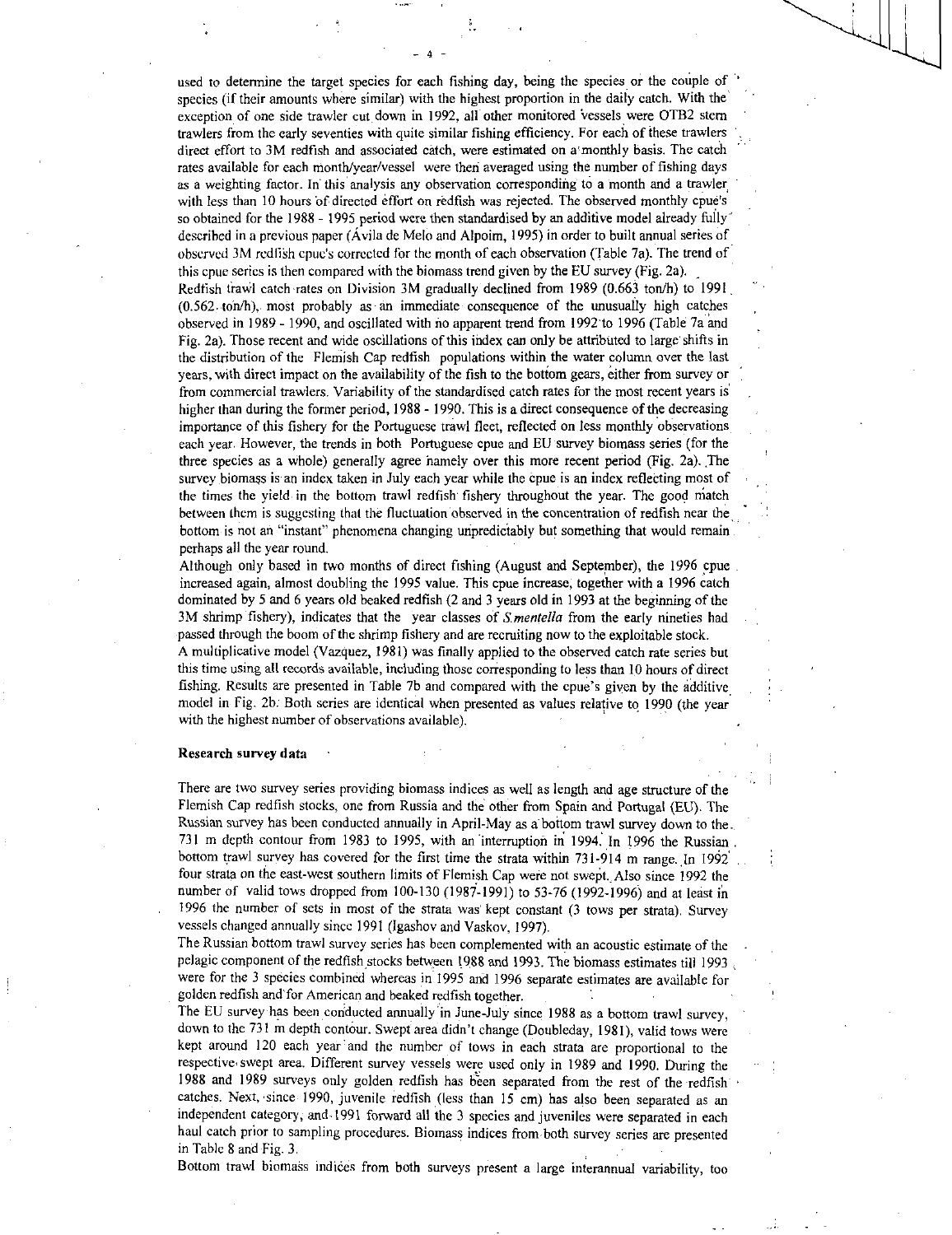used to determine the target species for each fishing day, being the species or the couple of species (if their amounts where similar) with the highest proportion in the daily catch. With the exception of one side trawler cut down in 1992, all other monitored vessels were OTB2 stern trawlers from the early seventies with quite similar fishing efficiency. For each of these trawlers direct effort to 3M redfish and associated catch, were estimated on a monthly basis. The catch rates available for each month/year/vessel were then averaged using the number of fishing days as a weighting factor. In this analysis any observation corresponding to a month and a trawler with less than 10 hours of directed effort on redfish was rejected. The observed monthly cpue's so obtained for the 1988 - 1995 period were then standardised by an additive model already fully described in a previous paper (Ávila de Melo and Alpoim, 1995) in order to built annual series of observed 3M redfish cpue's corrected for the month of each observation (Table 7a). The trend of this cpue series is then compared with the biomass trend given by the EU survey (Fig. 2a).

Redfish trawl catch rates on Division 3M gradually declined from 1989 (0.663 ton/h) to 1991 (0.562 ton/h), most probably as an immediate consequence of the unusually high catches observed in 1989 - 1990, and oscillated with no apparent trend from 1992 to 1996 (Table 7a and Fig. 2a). Those recent and wide oscillations of this index can only be attributed to large shifts in the distribution of the Flemish Cap redfish populations within the water column over the last years, with direct impact on the availability of the fish to the bottom gears, either from survey or from commercial trawlers. Variability of the standardised catch rates for the most recent years is higher than during the former period, 1988 - 1990. This is a direct consequence of the decreasing importance of this fishery for the Portuguese trawl fleet, reflected on less monthly observations each year. However, the trends in both Portuguese cpue and EU survey biomass series (for the three species as a whole) generally agree namely over this more recent period (Fig. 2a). The survey biomass is an index taken in July each year while the cpue is an index reflecting most of the times the yield in the bottom trawl redfish fishery throughout the year. The good match between them is suggesting that the fluctuation observed in the concentration of redfish near the bottom is not an "instant" phenomena changing unpredictably but something that would remain perhaps all the year round.

Although only based in two months of direct fishing (August and September), the 1996 cpue increased again, almost doubling the 1995 value. This cpue increase, together with a 1996 catch dominated by 5 and 6 years old beaked redfish (2 and 3 years old in 1993 at the beginning of the 3M shrimp fishery), indicates that the year classes of *S.mentella* from the early nineties had passed through the boom of the shrimp fishery and are recruiting now to the exploitable stock.

A multiplicative model (Vazquez, 1981) was finally applied to the observed catch rate series but this time using all records available, including those corresponding to less than 10 hours of direct fishing. Results are presented in Table 7b and compared with the cpue's given by the additive model in Fig. 2b. Both series are identical when presented as values relative to 1990 (the year with the highest number of observations available).

**Research survey data**

There are two survey series providing biomass indices as well as length and age structure of the Flemish Cap redfish stocks, one from Russia and the other from Spain and Portugal (EU). The Russian survey has been conducted annually in April-May as a bottom trawl survey down to the 731 m depth contour from 1983 to 1995, with an interruption in 1994. In 1996 the Russian bottom trawl survey has covered for the first time the strata within 731-914 m range. In 1992 four strata on the east-west southern limits of Flemish Cap were not swept. Also since 1992 the number of valid tows dropped from 100-130 (1987-1991) to 53-76 (1992-1996) and at least in 1996 the number of sets in most of the strata was kept constant (3 tows per strata). Survey vessels changed annually since 1991 (Igashov and Vaskov, 1997).

The Russian bottom trawl survey series has been complemented with an acoustic estimate of the pelagic component of the redfish stocks between 1988 and 1993. The biomass estimates till 1993 were for the 3 species combined whereas in 1995 and 1996 separate estimates are available for golden redfish and for American and beaked redfish together.

The EU survey has been conducted annually in June-July since 1988 as a bottom trawl survey, down to the 731 m depth contour. Swept area didn't change (Doubleday, 1981), valid tows were kept around 120 each year and the number of tows in each strata are proportional to the respective swept area. Different survey vessels were used only in 1989 and 1990. During the 1988 and 1989 surveys only golden redfish has been separated from the rest of the redfish catches. Next, since 1990, juvenile redfish (less than 15 cm) has also been separated as an independent category, and 1991 forward all the 3 species and juveniles were separated in each haul catch prior to sampling procedures. Biomass indices from both survey series are presented in Table 8 and Fig. 3.

Bottom trawl biomass indices from both surveys present a large interannual variability, too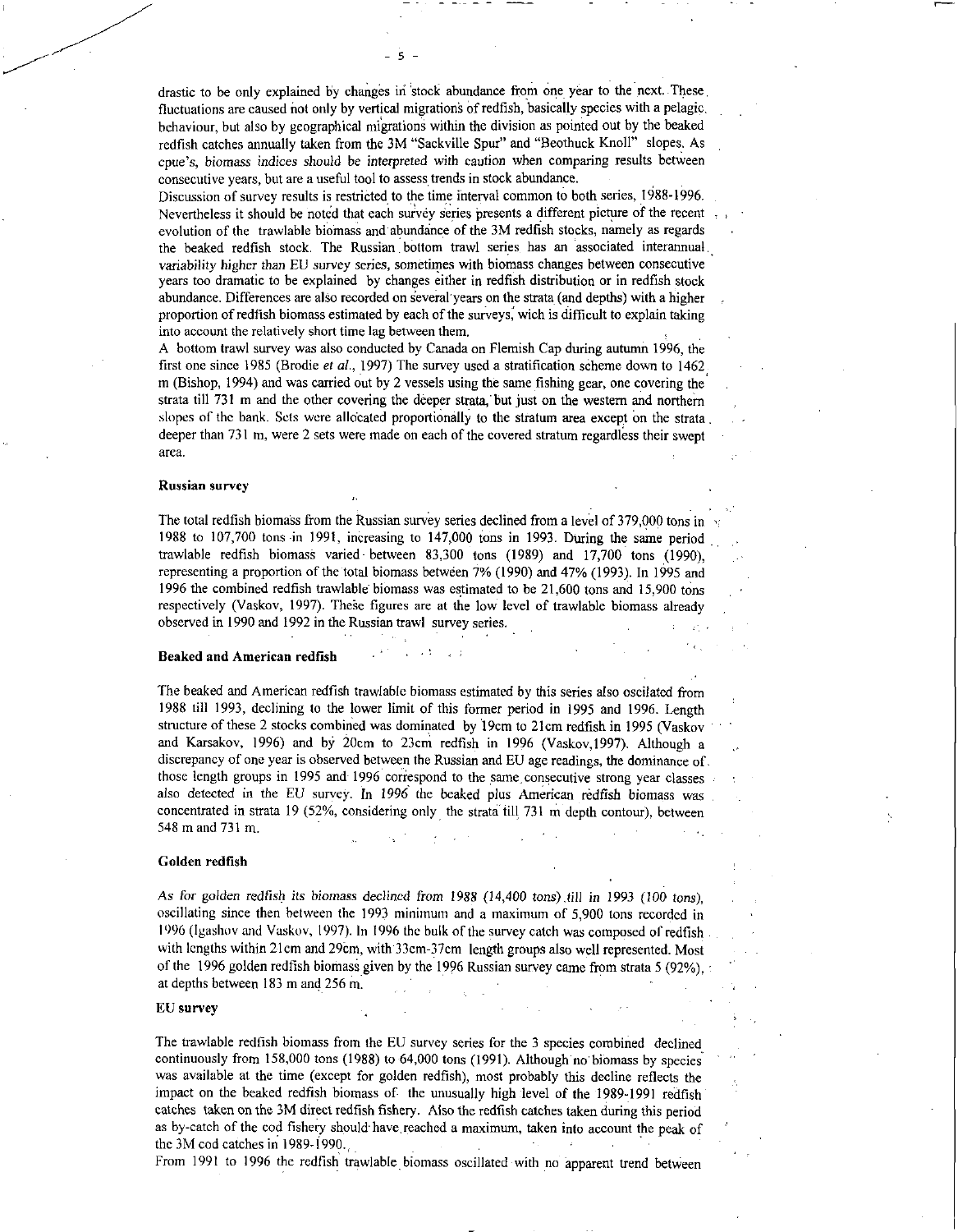drastic to be only explained by changes in stock abundance from one year to the next. These fluctuations are caused not only by vertical migrations of redfish, basically species with a pelagic behaviour, but also by geographical migrations within the division as pointed out by the beaked redfish catches annually taken from the 3M "Sackville Spur" and "Beothuck Knoll" slopes. As cpue's, *biomass indices should be interpreted* with caution when comparing results between consecutive years, but are a useful tool to assess trends in stock abundance.

Discussion of survey results is restricted to the time interval common to both series, 1988-1996. Nevertheless it should be noted that each survey series presents a different picture of the recent evolution of the trawlable biomass and abundance of the 3M redfish stocks, namely as regards the beaked redfish stock. The Russian bottom trawl series has an associated interannual variability higher than EU survey series, sometimes with biomass changes between consecutive years too dramatic to be explained by changes either in redfish distribution or in redfish stock abundance. Differences are also recorded on several years on the strata (and depths) with a higher proportion of redfish biomass estimated by each of the surveys, wich is difficult to explain taking into account the relatively short time lag between them.

A bottom trawl survey was also conducted by Canada on Flemish Cap during autumn 1996, the first one since 1985 (Brodie *et al*., 1997) The survey used a stratification scheme down to 1462 m (Bishop, 1994) and was carried out by 2 vessels using the same fishing gear, one covering the strata till 731 m and the other covering the deeper strata, but just on the western and northern slopes of the bank. Sets were allocated proportionally to the stratum area except on the strata deeper than 731 m, were 2 sets were made on each of the covered stratum regardless their swept area.

#### Russian survey

The total redfish biomass from the Russian survey series declined from a level of 379,000 tons in 1988 to 107,700 tons in 1991, increasing to 147,000 tons in 1993. During the same period trawlable redfish biomass varied between 83,300 tons (1989) and 17,700 tons (1990), representing a proportion of the total biomass between 7% (1990) and 47% (1993). In 1995 and 1996 the combined redfish trawlable biomass was estimated to be 21,600 tons and 15,900 tons respectively (Vaskov, 1997). These figures are at the low level of trawlable biomass already observed in 1990 and 1992 in the Russian trawl survey series.

#### Beaked and American redfish

The beaked and American redfish trawlable biomass estimated by this series also oscilated from 1988 till 1993, declining to the lower limit of this former period in 1995 and 1996. Length structure of these 2 stocks combined was dominated by 19cm to 21cm redfish in 1995 (Vaskov and Karsakov, 1996) and by 20cm to 23cm redfish in 1996 (Vaskov,1997). Although a discrepancy of one year is observed between the Russian and EU age readings, the dominance of those length groups in 1995 and 1996 correspond to the same consecutive strong year classes also detected in the EU survey. In 1996 the beaked plus American redfish biomass was concentrated in strata 19 (52%, considering only the strata till 731 m depth contour), between 548 m and 731 m.

#### Golden redfish

*As for golden redfish its biomass declined from 1988 (14,400 tons) till in 1993 (100 tons)*, oscillating since then between the 1993 minimum and a maximum of 5,900 tons recorded in 1996 (Igashov and Vaskov, 1997). In 1996 the bulk of the survey catch was composed of redfish with lengths within 21cm and 29cm, with 33cm-37cm length groups also well represented. Most of the 1996 golden redfish biomass given by the 1996 Russian survey came from strata 5 (92%), at depths between 183 m and 256 m.

#### EU survey

The trawlable redfish biomass from the EU survey series for the 3 species combined declined continuously from 158,000 tons (1988) to 64,000 tons (1991). Although no biomass by species was available at the time (except for golden redfish), most probably this decline reflects the impact on the beaked redfish biomass of the unusually high level of the 1989-1991 redfish catches taken on the 3M direct redfish fishery. Also the redfish catches taken during this period as by-catch of the cod fishery should have reached a maximum, taken into account the peak of the 3M cod catches in 1989-1990.

From 1991 to 1996 the redfish trawlable biomass oscillated with no apparent trend between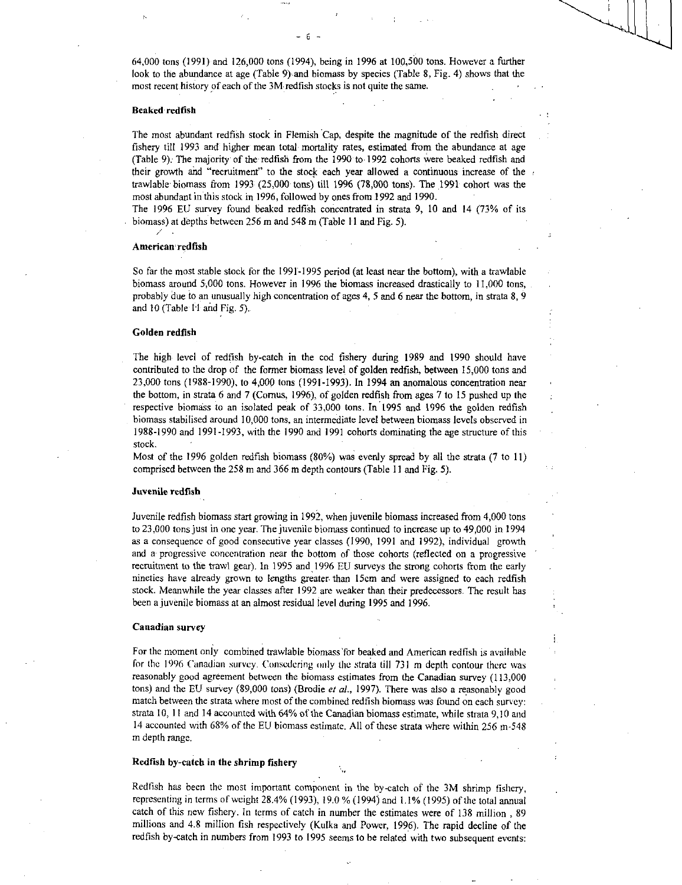64,000 tons (1991) and 126,000 tons (1994), being in 1996 at 100,500 tons. However a further look to the abundance at age (Table 9) and biomass by species (Table 8, Fig. 4) shows that the most recent history of each of the 3M redfish stocks is not quite the same.

### Beaked redfish

The most abundant redfish stock in Flemish Cap, despite the magnitude of the redfish direct fishery till 1993 and higher mean total mortality rates, estimated from the abundance at age (Table 9). The majority of the redfish from the 1990 to 1992 cohorts were beaked redfish and their growth and "recruitment" to the stock each year allowed a continuous increase of the trawlable biomass from 1993 (25,000 tons) till 1996 (78,000 tons). The 1991 cohort was the most abundant in this stock in 1996, followed by ones from 1992 and 1990.
The 1996 EU survey found beaked redfish concentrated in strata 9, 10 and 14 (73% of its biomass) at depths between 256 m and 548 m (Table 11 and Fig. 5).

### American redfish

So far the most stable stock for the 1991-1995 period (at least near the bottom), with a trawlable biomass around 5,000 tons. However in 1996 the biomass increased drastically to 11,000 tons, probably due to an unusually high concentration of ages 4, 5 and 6 near the bottom, in strata 8, 9 and 10 (Table 11 and Fig. 5).

### Golden redfish

The high level of redfish by-catch in the cod fishery during 1989 and 1990 should have contributed to the drop of the former biomass level of golden redfish, between 15,000 tons and 23,000 tons (1988-1990), to 4,000 tons (1991-1993). In 1994 an anomalous concentration near the bottom, in strata 6 and 7 (Cornus, 1996), of golden redfish from ages 7 to 15 pushed up the respective biomass to an isolated peak of 33,000 tons. In 1995 and 1996 the golden redfish biomass stabilised around 10,000 tons, an intermediate level between biomass levels observed in 1988-1990 and 1991-1993, with the 1990 and 1991 cohorts dominating the age structure of this stock.
Most of the 1996 golden redfish biomass (80%) was evenly spread by all the strata (7 to 11) comprised between the 258 m and 366 m depth contours (Table 11 and Fig. 5).

### Juvenile redfish

Juvenile redfish biomass start growing in 1992, when juvenile biomass increased from 4,000 tons to 23,000 tons just in one year. The juvenile biomass continued to increase up to 49,000 in 1994 as a consequence of good consecutive year classes (1990, 1991 and 1992), individual growth and a progressive concentration near the bottom of those cohorts (reflected on a progressive recruitment to the trawl gear). In 1995 and 1996 EU surveys the strong cohorts from the early nineties have already grown to lengths greater than 15cm and were assigned to each redfish stock. Meanwhile the year classes after 1992 are weaker than their predecessors. The result has been a juvenile biomass at an almost residual level during 1995 and 1996.

### Canadian survey

For the moment only combined trawlable biomass for beaked and American redfish is available for the 1996 Canadian survey. Considering only the strata till 731 m depth contour there was reasonably good agreement between the biomass estimates from the Canadian survey (113,000 tons) and the EU survey (89,000 tons) (Brodie *et al.*, 1997). There was also a reasonably good match between the strata where most of the combined redfish biomass was found on each survey: strata 10, 11 and 14 accounted with 64% of the Canadian biomass estimate, while strata 9,10 and 14 accounted with 68% of the EU biomass estimate. All of these strata where within 256 m-548 m depth range.

### Redfish by-catch in the shrimp fishery

Redfish has been the most important component in the by-catch of the 3M shrimp fishery, representing in terms of weight 28.4% (1993), 19.0 % (1994) and 1.1% (1995) of the total annual catch of this new fishery. In terms of catch in number the estimates were of 138 million , 89 millions and 4.8 million fish respectively (Kulka and Power, 1996). The rapid decline of the redfish by-catch in numbers from 1993 to 1995 seems to be related with two subsequent events: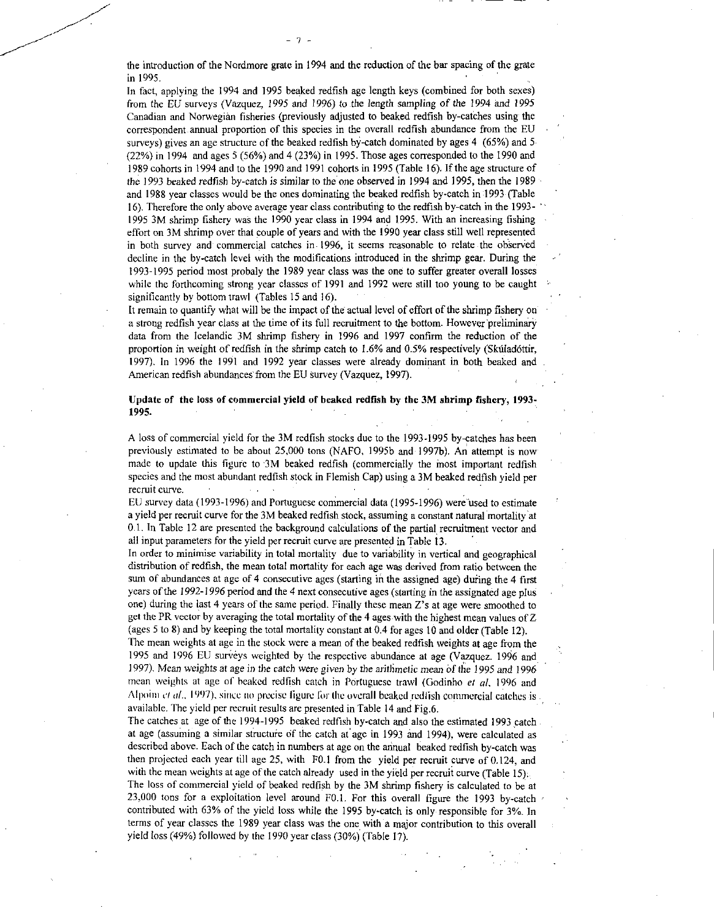the introduction of the Nordmore grate in 1994 and the reduction of the bar spacing of the grate in 1995.

In fact, applying the 1994 and 1995 beaked redfish age length keys (combined for both sexes) from the EU surveys (Vazquez, 1995 and 1996) to the length sampling of the 1994 and 1995 Canadian and Norwegian fisheries (previously adjusted to beaked redfish by-catches using the correspondent annual proportion of this species in the overall redfish abundance from the EU surveys) gives an age structure of the beaked redfish by-catch dominated by ages 4 (65%) and 5 (22%) in 1994 and ages 5 (56%) and 4 (23%) in 1995. Those ages corresponded to the 1990 and 1989 cohorts in 1994 and to the 1990 and 1991 cohorts in 1995 (Table 16). If the age structure of the 1993 beaked redfish by-catch is similar to the one observed in 1994 and 1995, then the 1989 and 1988 year classes would be the ones dominating the beaked redfish by-catch in 1993 (Table 16). Therefore the only above average year class contributing to the redfish by-catch in the 1993-1995 3M shrimp fishery was the 1990 year class in 1994 and 1995. With an increasing fishing effort on 3M shrimp over that couple of years and with the 1990 year class still well represented in both survey and commercial catches in 1996, it seems reasonable to relate the observed decline in the by-catch level with the modifications introduced in the shrimp gear. During the 1993-1995 period most probaly the 1989 year class was the one to suffer greater overall losses while the forthcoming strong year classes of 1991 and 1992 were still too young to be caught significantly by bottom trawl (Tables 15 and 16).

It remain to quantify what will be the impact of the actual level of effort of the shrimp fishery on a strong redfish year class at the time of its full recruitment to the bottom. However preliminary data from the Icelandic 3M shrimp fishery in 1996 and 1997 confirm the reduction of the proportion in weight of redfish in the shrimp catch to 1.6% and 0.5% respectively (Skúladóttir, 1997). In 1996 the 1991 and 1992 year classes were already dominant in both beaked and American redfish abundances from the EU survey (Vazquez, 1997).

**Update of the loss of commercial yield of beaked redfish by the 3M shrimp fishery, 1993-1995.**

A loss of commercial yield for the 3M redfish stocks due to the 1993-1995 by-catches has been previously estimated to be about 25,000 tons (NAFO, 1995b and 1997b). An attempt is now made to update this figure to 3M beaked redfish (commercially the most important redfish species and the most abundant redfish stock in Flemish Cap) using a 3M beaked redfish yield per recruit curve.

EU survey data (1993-1996) and Portuguese commercial data (1995-1996) were used to estimate a yield per recruit curve for the 3M beaked redfish stock, assuming a constant natural mortality at 0.1. In Table 12 are presented the background calculations of the partial recruitment vector and all input parameters for the yield per recruit curve are presented in Table 13.

In order to minimise variability in total mortality due to variability in vertical and geographical distribution of redfish, the mean total mortality for each age was derived from ratio between the sum of abundances at age of 4 consecutive ages (starting in the assigned age) during the 4 first years of the 1992-1996 period and the 4 next consecutive ages (starting in the assignated age plus one) during the last 4 years of the same period. Finally these mean Z's at age were smoothed to get the PR vector by averaging the total mortality of the 4 ages with the highest mean values of Z (ages 5 to 8) and by keeping the total mortality constant at 0.4 for ages 10 and older (Table 12).

The mean weights at age in the stock were a mean of the beaked redfish weights at age from the 1995 and 1996 EU surveys weighted by the respective abundance at age (Vazquez, 1996 and 1997). Mean weights at age in the catch were given by the arithmetic mean of the 1995 and 1996 mean weights at age of beaked redfish catch in Portuguese trawl (Godinho *et al*, 1996 and Alpoim *et al*., 1997), since no precise figure for the overall beaked redfish commercial catches is available. The yield per recruit results are presented in Table 14 and Fig.6.

The catches at age of the 1994-1995 beaked redfish by-catch and also the estimated 1993 catch at age (assuming a similar structure of the catch at age in 1993 and 1994), were calculated as described above. Each of the catch in numbers at age on the annual beaked redfish by-catch was then projected each year till age 25, with F0.1 from the yield per recruit curve of 0.124, and with the mean weights at age of the catch already used in the yield per recruit curve (Table 15).

The loss of commercial yield of beaked redfish by the 3M shrimp fishery is calculated to be at 23,000 tons for a exploitation level around F0.1. For this overall figure the 1993 by-catch contributed with 63% of the yield loss while the 1995 by-catch is only responsible for 3%. In terms of year classes the 1989 year class was the one with a major contribution to this overall yield loss (49%) followed by the 1990 year class (30%) (Table 17).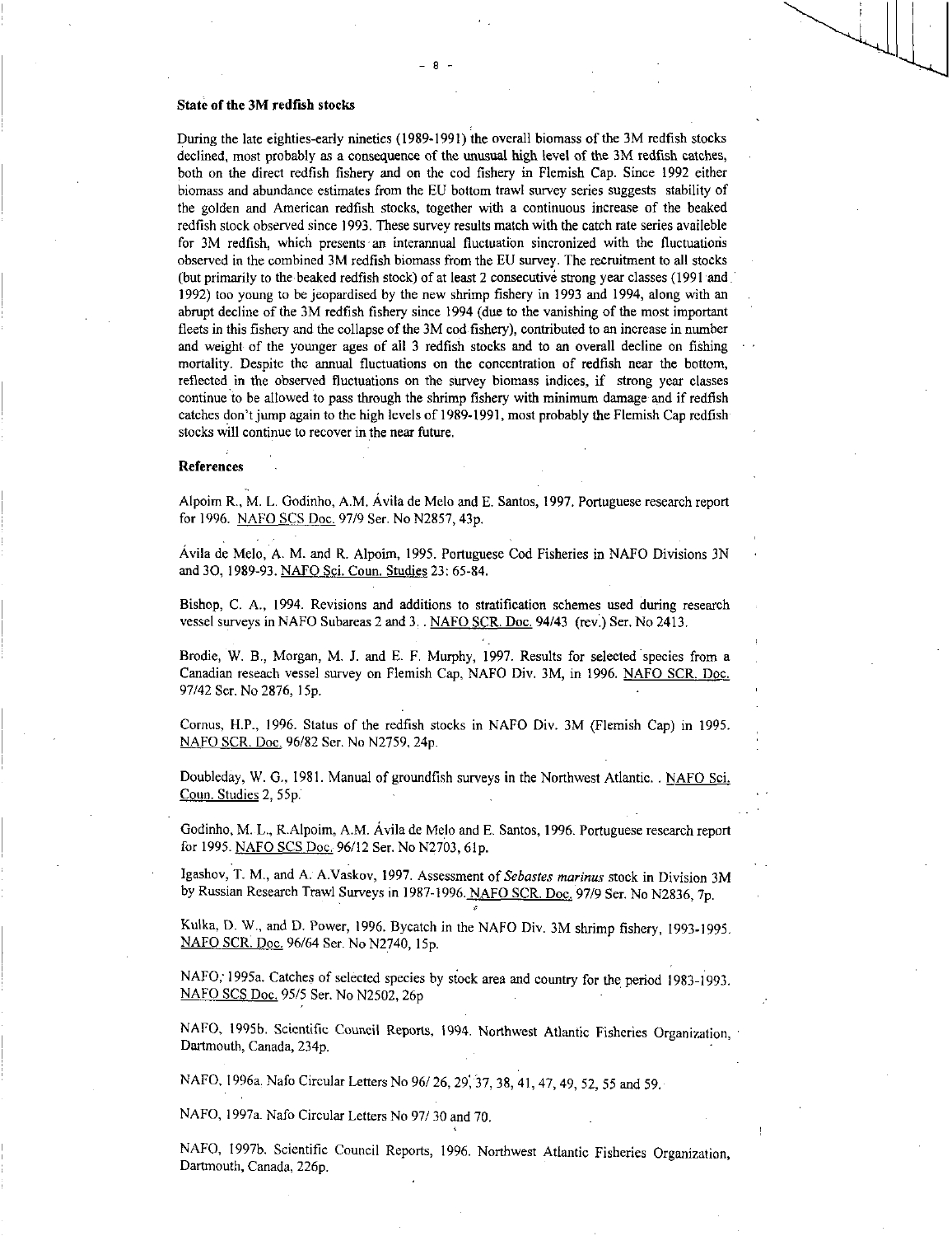**State of the 3M redfish stocks**

During the late eighties-early nineties (1989-1991) the overall biomass of the 3M redfish stocks declined, most probably as a consequence of the unusual high level of the 3M redfish catches, both on the direct redfish fishery and on the cod fishery in Flemish Cap. Since 1992 either biomass and abundance estimates from the EU bottom trawl survey series suggests stability of the golden and American redfish stocks, together with a continuous increase of the beaked redfish stock observed since 1993. These survey results match with the catch rate series availeble for 3M redfish, which presents an interannual fluctuation sincronized with the fluctuations observed in the combined 3M redfish biomass from the EU survey. The recruitment to all stocks (but primarily to the beaked redfish stock) of at least 2 consecutive strong year classes (1991 and 1992) too young to be jeopardised by the new shrimp fishery in 1993 and 1994, along with an abrupt decline of the 3M redfish fishery since 1994 (due to the vanishing of the most important fleets in this fishery and the collapse of the 3M cod fishery), contributed to an increase in number and weight of the younger ages of all 3 redfish stocks and to an overall decline on fishing mortality. Despite the annual fluctuations on the concentration of redfish near the bottom, reflected in the observed fluctuations on the survey biomass indices, if strong year classes continue to be allowed to pass through the shrimp fishery with minimum damage and if redfish catches don't jump again to the high levels of 1989-1991, most probably the Flemish Cap redfish stocks will continue to recover in the near future.

**References**

Alpoim R., M. L. Godinho, A.M. Ávila de Melo and E. Santos, 1997. Portuguese research report for 1996. NAFO SCS Doc. 97/9 Ser. No N2857, 43p.

Ávila de Melo, A. M. and R. Alpoim, 1995. Portuguese Cod Fisheries in NAFO Divisions 3N and 3O, 1989-93. NAFO Sci. Coun. Studies 23: 65-84.

Bishop, C. A., 1994. Revisions and additions to stratification schemes used during research vessel surveys in NAFO Subareas 2 and 3. . NAFO SCR. Doc. 94/43 (rev.) Ser. No 2413.

Brodie, W. B., Morgan, M. J. and E. F. Murphy, 1997. Results for selected species from a Canadian reseach vessel survey on Flemish Cap, NAFO Div. 3M, in 1996. NAFO SCR. Doc. 97/42 Ser. No 2876, 15p.

Cornus, H.P., 1996. Status of the redfish stocks in NAFO Div. 3M (Flemish Cap) in 1995. NAFO SCR. Doc. 96/82 Ser. No N2759, 24p.

Doubleday, W. G., 1981. Manual of groundfish surveys in the Northwest Atlantic. . NAFO Sci. Coun. Studies 2, 55p.

Godinho, M. L., R.Alpoim, A.M. Ávila de Melo and E. Santos, 1996. Portuguese research report for 1995. NAFO SCS Doc. 96/12 Ser. No N2703, 61p.

Igashov, T. M., and A. A.Vaskov, 1997. Assessment of *Sebastes marinus* stock in Division 3M by Russian Research Trawl Surveys in 1987-1996. NAFO SCR. Doc. 97/9 Ser. No N2836, 7p.

Kulka, D. W., and D. Power, 1996. Bycatch in the NAFO Div. 3M shrimp fishery, 1993-1995. NAFO SCR. Doc. 96/64 Ser. No N2740, 15p.

NAFO, 1995a. Catches of selected species by stock area and country for the period 1983-1993. NAFO SCS Doc. 95/5 Ser. No N2502, 26p

NAFO, 1995b. Scientific Council Reports, 1994. Northwest Atlantic Fisheries Organization, Dartmouth, Canada, 234p.

NAFO, 1996a. Nafo Circular Letters No 96/ 26, 29, 37, 38, 41, 47, 49, 52, 55 and 59.

NAFO, 1997a. Nafo Circular Letters No 97/ 30 and 70.

NAFO, 1997b. Scientific Council Reports, 1996. Northwest Atlantic Fisheries Organization, Dartmouth, Canada, 226p.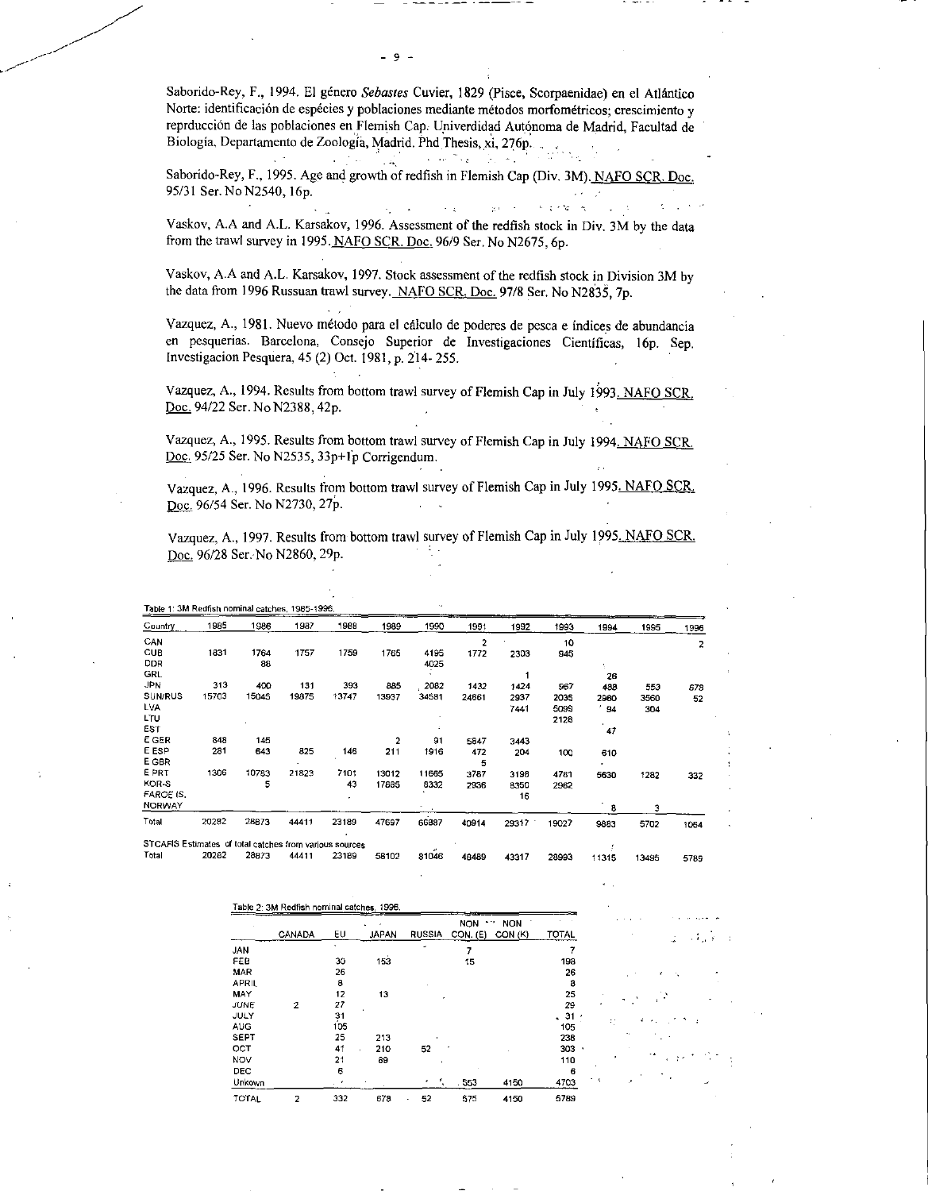Saborido-Rey, F., 1994. El género *Sebastes* Cuvier, 1829 (Pisce, Scorpaenidae) en el Atlántico Norte: identificación de espécies y poblaciones mediante métodos morfométricos; crecimiento y reprducción de las poblaciones en Flemish Cap. Univerdidad Autónoma de Madrid, Facultad de Biología, Departamento de Zoología, Madrid. Phd Thesis, xi, 276p.

Saborido-Rey, F., 1995. Age and growth of redfish in Flemish Cap (Div. 3M). NAFO SCR. Doc. 95/31 Ser. No N2540, 16p.

Vaskov, A.A and A.L. Karsakov, 1996. Assessment of the redfish stock in Div. 3M by the data from the trawl survey in 1995. NAFO SCR. Doc. 96/9 Ser. No N2675, 6p.

Vaskov, A.A and A.L. Karsakov, 1997. Stock assessment of the redfish stock in Division 3M by the data from 1996 Russuan trawl survey. NAFO SCR. Doc. 97/8 Ser. No N2835, 7p.

Vazquez, A., 1981. Nuevo método para el cálculo de poderes de pesca e índices de abundancia en pesquerias. Barcelona, Consejo Superior de Investigaciones Científicas, 16p. Sep. Investigacion Pesquera, 45 (2) Oct. 1981, p. 214- 255.

Vazquez, A., 1994. Results from bottom trawl survey of Flemish Cap in July 1993. NAFO SCR. Doc. 94/22 Ser. No N2388, 42p.

Vazquez, A., 1995. Results from bottom trawl survey of Flemish Cap in July 1994. NAFO SCR. Doc. 95/25 Ser. No N2535, 33p+1p Corrigendum.

Vazquez, A., 1996. Results from bottom trawl survey of Flemish Cap in July 1995. NAFO SCR. Doc. 96/54 Ser. No N2730, 27p.

Vazquez, A., 1997. Results from bottom trawl survey of Flemish Cap in July 1995. NAFO SCR. Doc. 96/28 Ser. No N2860, 29p.

Table 1: 3M Redfish nominal catches, 1985-1996.

| Country | 1985 | 1986 | 1987 | 1988 | 1989 | 1990 | 1991 | 1992 | 1993 | 1994 | 1995 | 1996 |
|---|---|---|---|---|---|---|---|---|---|---|---|---|
| CAN | | | | | | | 2 | | 10 | | | 2 |
| CUB | 1831 | 1764 | 1757 | 1759 | 1765 | 4195 | 1772 | 2303 | 945 | | | |
| DDR | | 88 | | | | 4025 | | | | | | |
| GRL | | | | | | | | 1 | | 26 | | |
| JPN | 313 | 400 | 131 | 393 | 885 | 2082 | 1432 | 1424 | 967 | 488 | 553 | 678 |
| SUN/RUS | 15703 | 15045 | 19875 | 13747 | 13937 | 34581 | 24661 | 2937 | 2035 | 2980 | 3560 | 52 |
| LVA | | | | | | | | 7441 | 5099 | 94 | 304 | |
| LTU | | | | | | | | | 2128 | | | |
| EST | | | | | | | | | | 47 | | |
| E GER | 848 | 145 | | | 2 | 91 | 5847 | 3443 | | | | |
| E ESP | 281 | 643 | 825 | 146 | 211 | 1916 | 472 | 204 | 100 | 610 | | |
| E GBR | | | | | | | 5 | | | | | |
| E PRT | 1306 | 10783 | 21823 | 7101 | 13012 | 11665 | 3767 | 3198 | 4761 | 5630 | 1282 | 332 |
| KOR-S | | 5 | | 43 | 17685 | 8332 | 2936 | 8350 | 2962 | | | |
| FAROE IS. | | | | | | | | 16 | | | | |
| NORWAY | | | | | | | | | | 8 | 3 | |
| Total | 20282 | 28873 | 44411 | 23189 | 47697 | 66887 | 40914 | 29317 | 19027 | 9883 | 5702 | 1064 |
| STACFIS Estimates of total catches from various sources | | | | | | | | | | | | |
| Total | 20282 | 28873 | 44411 | 23189 | 58102 | 81046 | 48489 | 43317 | 28993 | 11315 | 13495 | 5789 |

Table 2: 3M Redfish nominal catches, 1996.

| | CANADA | EU | JAPAN | RUSSIA | NON CON. (E) | NON CON (K) | TOTAL |
|---|---|---|---|---|---|---|---|
| JAN | | | | | 7 | | 7 |
| FEB | | 30 | 153 | | 15 | | 198 |
| MAR | | 26 | | | | | 26 |
| APRIL | | 8 | | | | | 8 |
| MAY | | 12 | 13 | | | | 25 |
| JUNE | 2 | 27 | | | | | 29 |
| JULY | | 31 | | | | | 31 |
| AUG | | 105 | | | | | 105 |
| SEPT | | 25 | 213 | | | | 238 |
| OCT | | 41 | 210 | 52 | | | 303 |
| NOV | | 21 | 89 | | | | 110 |
| DEC | | 6 | | | | | 6 |
| Unkown | | | | | 553 | 4150 | 4703 |
| TOTAL | 2 | 332 | 678 | 52 | 575 | 4150 | 5789 |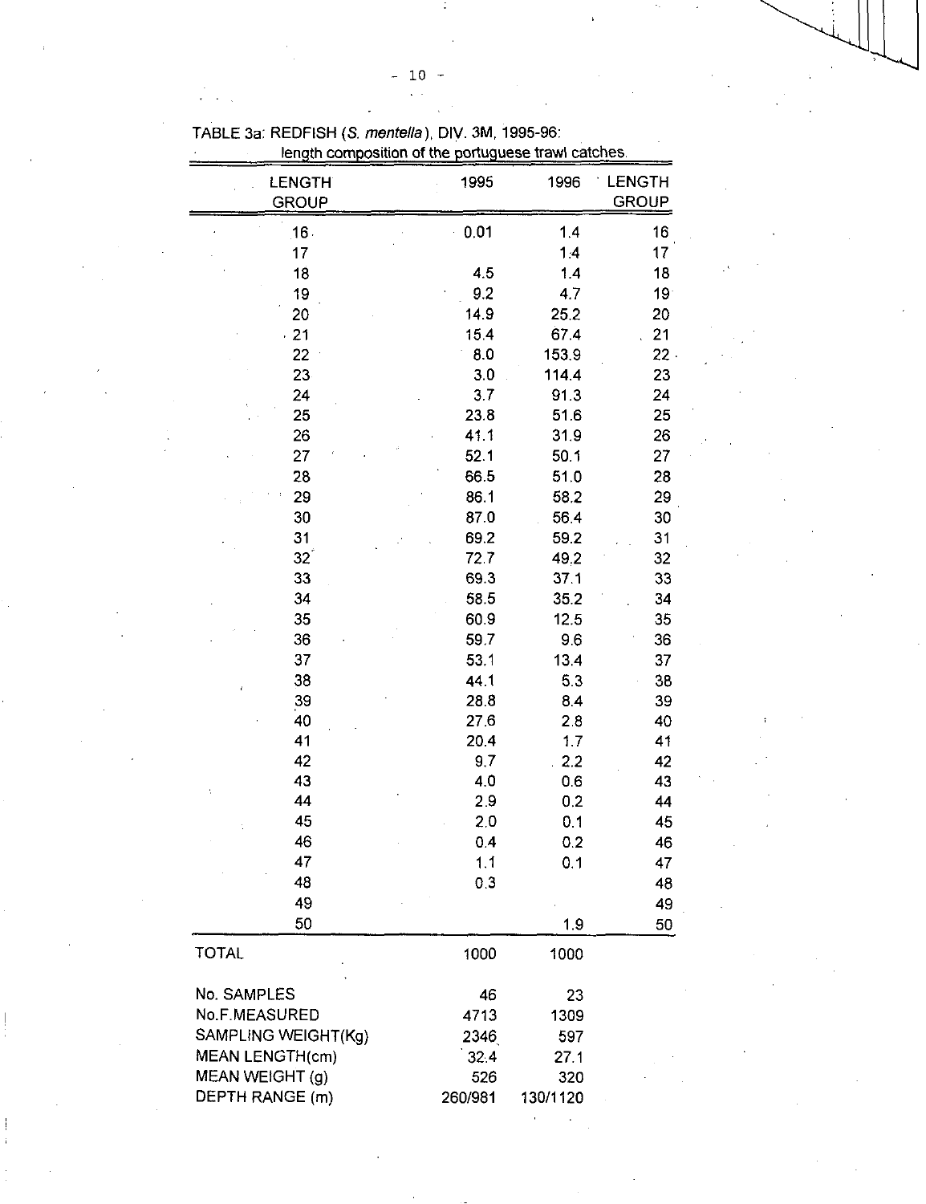TABLE 3a: REDFISH (*S. mentella*), DIV. 3M, 1995-96: length composition of the portuguese trawl catches.

| LENGTH GROUP | 1995 | 1996 | LENGTH GROUP |
|---|---|---|---|
| 16 | 0.01 | 1.4 | 16 |
| 17 | | 1.4 | 17 |
| 18 | 4.5 | 1.4 | 18 |
| 19 | 9.2 | 4.7 | 19 |
| 20 | 14.9 | 25.2 | 20 |
| 21 | 15.4 | 67.4 | 21 |
| 22 | 8.0 | 153.9 | 22 |
| 23 | 3.0 | 114.4 | 23 |
| 24 | 3.7 | 91.3 | 24 |
| 25 | 23.8 | 51.6 | 25 |
| 26 | 41.1 | 31.9 | 26 |
| 27 | 52.1 | 50.1 | 27 |
| 28 | 66.5 | 51.0 | 28 |
| 29 | 86.1 | 58.2 | 29 |
| 30 | 87.0 | 56.4 | 30 |
| 31 | 69.2 | 59.2 | 31 |
| 32 | 72.7 | 49.2 | 32 |
| 33 | 69.3 | 37.1 | 33 |
| 34 | 58.5 | 35.2 | 34 |
| 35 | 60.9 | 12.5 | 35 |
| 36 | 59.7 | 9.6 | 36 |
| 37 | 53.1 | 13.4 | 37 |
| 38 | 44.1 | 5.3 | 38 |
| 39 | 28.8 | 8.4 | 39 |
| 40 | 27.6 | 2.8 | 40 |
| 41 | 20.4 | 1.7 | 41 |
| 42 | 9.7 | 2.2 | 42 |
| 43 | 4.0 | 0.6 | 43 |
| 44 | 2.9 | 0.2 | 44 |
| 45 | 2.0 | 0.1 | 45 |
| 46 | 0.4 | 0.2 | 46 |
| 47 | 1.1 | 0.1 | 47 |
| 48 | 0.3 | | 48 |
| 49 | | | 49 |
| 50 | | 1.9 | 50 |
| TOTAL | 1000 | 1000 | |
| No. SAMPLES | 46 | 23 | |
| No.F.MEASURED | 4713 | 1309 | |
| SAMPLING WEIGHT(Kg) | 2346 | 597 | |
| MEAN LENGTH(cm) | 32.4 | 27.1 | |
| MEAN WEIGHT (g) | 526 | 320 | |
| DEPTH RANGE (m) | 260/981 | 130/1120 | |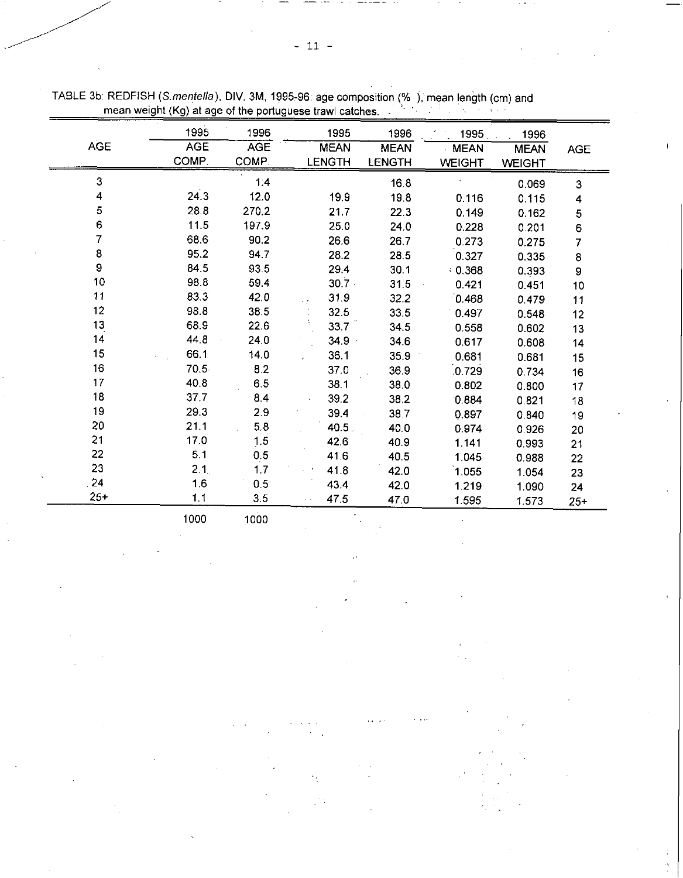TABLE 3b: REDFISH (*S.mentella*), DIV. 3M, 1995-96: age composition (% ), mean length (cm) and mean weight (Kg) at age of the portuguese trawl catches.

| AGE | 1995 AGE COMP. | 1996 AGE COMP. | 1995 MEAN LENGTH | 1996 MEAN LENGTH | 1995 MEAN WEIGHT | 1996 MEAN WEIGHT | AGE |
|---|---|---|---|---|---|---|---|
| 3 | | 1.4 | | 16.8 | | 0.069 | 3 |
| 4 | 24.3 | 12.0 | 19.9 | 19.8 | 0.116 | 0.115 | 4 |
| 5 | 28.8 | 270.2 | 21.7 | 22.3 | 0.149 | 0.162 | 5 |
| 6 | 11.5 | 197.9 | 25.0 | 24.0 | 0.228 | 0.201 | 6 |
| 7 | 68.6 | 90.2 | 26.6 | 26.7 | 0.273 | 0.275 | 7 |
| 8 | 95.2 | 94.7 | 28.2 | 28.5 | 0.327 | 0.335 | 8 |
| 9 | 84.5 | 93.5 | 29.4 | 30.1 | 0.368 | 0.393 | 9 |
| 10 | 98.8 | 59.4 | 30.7 | 31.5 | 0.421 | 0.451 | 10 |
| 11 | 83.3 | 42.0 | 31.9 | 32.2 | 0.468 | 0.479 | 11 |
| 12 | 98.8 | 38.5 | 32.5 | 33.5 | 0.497 | 0.548 | 12 |
| 13 | 68.9 | 22.6 | 33.7 | 34.5 | 0.558 | 0.602 | 13 |
| 14 | 44.8 | 24.0 | 34.9 | 34.6 | 0.617 | 0.608 | 14 |
| 15 | 66.1 | 14.0 | 36.1 | 35.9 | 0.681 | 0.681 | 15 |
| 16 | 70.5 | 8.2 | 37.0 | 36.9 | 0.729 | 0.734 | 16 |
| 17 | 40.8 | 6.5 | 38.1 | 38.0 | 0.802 | 0.800 | 17 |
| 18 | 37.7 | 8.4 | 39.2 | 38.2 | 0.884 | 0.821 | 18 |
| 19 | 29.3 | 2.9 | 39.4 | 38.7 | 0.897 | 0.840 | 19 |
| 20 | 21.1 | 5.8 | 40.5 | 40.0 | 0.974 | 0.926 | 20 |
| 21 | 17.0 | 1.5 | 42.6 | 40.9 | 1.141 | 0.993 | 21 |
| 22 | 5.1 | 0.5 | 41.6 | 40.5 | 1.045 | 0.988 | 22 |
| 23 | 2.1 | 1.7 | 41.8 | 42.0 | 1.055 | 1.054 | 23 |
| 24 | 1.6 | 0.5 | 43.4 | 42.0 | 1.219 | 1.090 | 24 |
| 25+ | 1.1 | 3.5 | 47.5 | 47.0 | 1.595 | 1.573 | 25+ |
| | 1000 | 1000 | | | | | |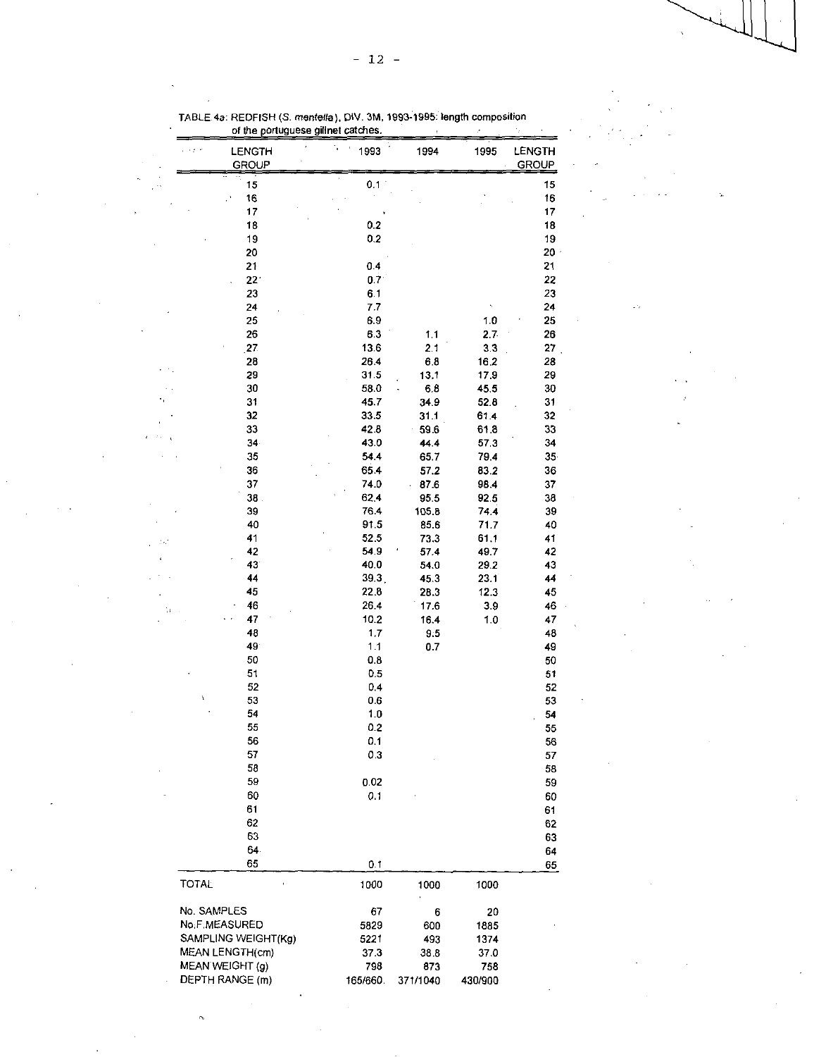TABLE 4a: REDFISH (*S. mentella*), DIV. 3M, 1993-1995: length composition of the portuguese gillnet catches.

| LENGTH GROUP | 1993 | 1994 | 1995 | LENGTH GROUP |
|---|---|---|---|---|
| 15 | 0.1 | | | 15 |
| 16 | | | | 16 |
| 17 | | | | 17 |
| 18 | 0.2 | | | 18 |
| 19 | 0.2 | | | 19 |
| 20 | | | | 20 |
| 21 | 0.4 | | | 21 |
| 22 | 0.7 | | | 22 |
| 23 | 6.1 | | | 23 |
| 24 | 7.7 | | | 24 |
| 25 | 6.9 | | 1.0 | 25 |
| 26 | 6.3 | 1.1 | 2.7 | 26 |
| 27 | 13.6 | 2.1 | 3.3 | 27 |
| 28 | 26.4 | 6.8 | 16.2 | 28 |
| 29 | 31.5 | 13.1 | 17.9 | 29 |
| 30 | 58.0 | 6.8 | 45.5 | 30 |
| 31 | 45.7 | 34.9 | 52.8 | 31 |
| 32 | 33.5 | 31.1 | 61.4 | 32 |
| 33 | 42.8 | 59.6 | 61.8 | 33 |
| 34 | 43.0 | 44.4 | 57.3 | 34 |
| 35 | 54.4 | 65.7 | 79.4 | 35 |
| 36 | 65.4 | 57.2 | 83.2 | 36 |
| 37 | 74.0 | 87.6 | 98.4 | 37 |
| 38 | 62.4 | 95.5 | 92.5 | 38 |
| 39 | 76.4 | 105.8 | 74.4 | 39 |
| 40 | 91.5 | 85.6 | 71.7 | 40 |
| 41 | 52.5 | 73.3 | 61.1 | 41 |
| 42 | 54.9 | 57.4 | 49.7 | 42 |
| 43 | 40.0 | 54.0 | 29.2 | 43 |
| 44 | 39.3 | 45.3 | 23.1 | 44 |
| 45 | 22.8 | 28.3 | 12.3 | 45 |
| 46 | 26.4 | 17.6 | 3.9 | 46 |
| 47 | 10.2 | 16.4 | 1.0 | 47 |
| 48 | 1.7 | 9.5 | | 48 |
| 49 | 1.1 | 0.7 | | 49 |
| 50 | 0.8 | | | 50 |
| 51 | 0.5 | | | 51 |
| 52 | 0.4 | | | 52 |
| 53 | 0.6 | | | 53 |
| 54 | 1.0 | | | 54 |
| 55 | 0.2 | | | 55 |
| 56 | 0.1 | | | 56 |
| 57 | 0.3 | | | 57 |
| 58 | | | | 58 |
| 59 | 0.02 | | | 59 |
| 60 | 0.1 | | | 60 |
| 61 | | | | 61 |
| 62 | | | | 62 |
| 63 | | | | 63 |
| 64 | | | | 64 |
| 65 | 0.1 | | | 65 |
| TOTAL | 1000 | 1000 | 1000 | |
| No. SAMPLES | 67 | 6 | 20 | |
| No.F.MEASURED | 5829 | 600 | 1885 | |
| SAMPLING WEIGHT(Kg) | 5221 | 493 | 1374 | |
| MEAN LENGTH(cm) | 37.3 | 38.8 | 37.0 | |
| MEAN WEIGHT (g) | 798 | 873 | 758 | |
| DEPTH RANGE (m) | 165/660 | 371/1040 | 430/900 | |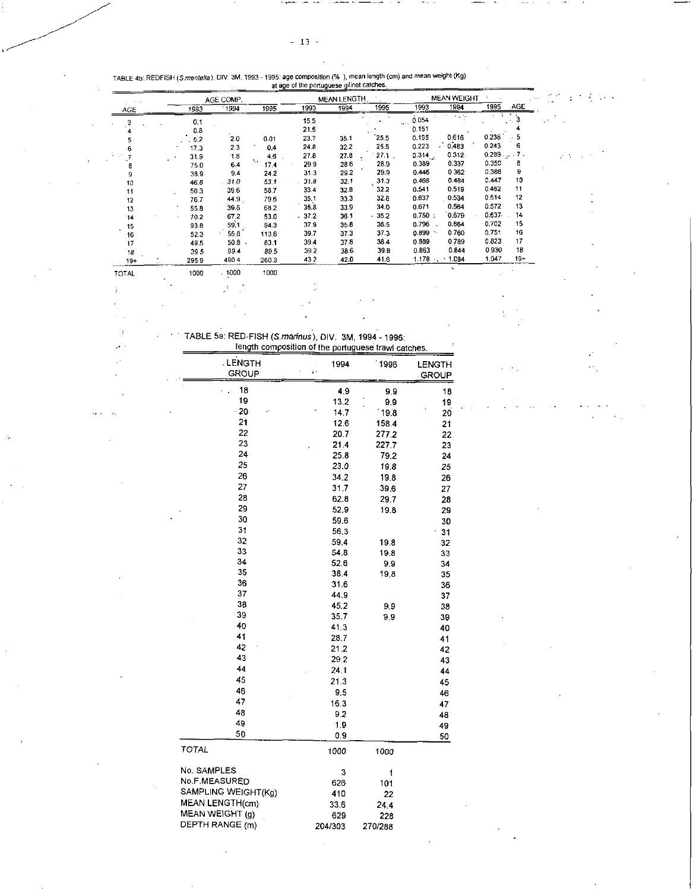TABLE 4b: REDFISH (*S.mentella*), DIV. 3M, 1993 - 1995: age composition (%), mean length (cm) and mean weight (Kg) at age of the portuguese gillnet catches.

| AGE | AGE COMP. | | | MEAN LENGTH | | | MEAN WEIGHT | | | AGE |
|---|---|---|---|---|---|---|---|---|---|---|
| | 1993 | 1994 | 1995 | 1993 | 1994 | 1995 | 1993 | 1994 | 1995 | |
| 3 | 0.1 | | | 15.5 | | | 0.054 | | | 3 |
| 4 | 0.8 | | | 21.5 | | | 0.151 | | | 4 |
| 5 | 5.2 | 2.0 | 0.01 | 23.7 | 35.1 | 25.5 | 0.195 | 0.616 | 0.238 | 5 |
| 6 | 17.3 | 2.3 | 0.4 | 24.8 | 32.2 | 25.5 | 0.223 | 0.483 | 0.243 | 6 |
| 7 | 31.9 | 1.8 | 4.6 | 27.8 | 27.8 | 27.1 | 0.314 | 0.312 | 0.289 | 7 |
| 8 | 75.0 | 6.4 | 17.4 | 29.9 | 28.6 | 28.9 | 0.389 | 0.337 | 0.350 | 8 |
| 9 | 38.9 | 9.4 | 24.2 | 31.3 | 29.2 | 29.9 | 0.446 | 0.362 | 0.386 | 9 |
| 10 | 46.8 | 31.0 | 53.1 | 31.8 | 32.1 | 31.3 | 0.468 | 0.484 | 0.447 | 10 |
| 11 | 50.3 | 39.6 | 58.7 | 33.4 | 32.8 | 32.2 | 0.541 | 0.519 | 0.482 | 11 |
| 12 | 76.7 | 44.9 | 79.6 | 35.1 | 33.3 | 32.8 | 0.637 | 0.534 | 0.514 | 12 |
| 13 | 55.8 | 39.8 | 68.2 | 35.8 | 33.9 | 34.0 | 0.671 | 0.564 | 0.572 | 13 |
| 14 | 70.2 | 67.2 | 53.0 | 37.2 | 36.1 | 35.2 | 0.750 | 0.679 | 0.637 | 14 |
| 15 | 93.8 | 59.1 | 94.3 | 37.9 | 35.8 | 36.5 | 0.796 | 0.664 | 0.702 | 15 |
| 16 | 52.3 | 55.8 | 113.6 | 39.7 | 37.3 | 37.3 | 0.899 | 0.760 | 0.751 | 16 |
| 17 | 49.5 | 50.8 | 83.1 | 39.4 | 37.8 | 38.4 | 0.889 | 0.789 | 0.823 | 17 |
| 18 | 39.5 | 99.4 | 89.5 | 39.2 | 38.6 | 39.8 | 0.863 | 0.844 | 0.930 | 18 |
| 19+ | 295.9 | 490.4 | 260.3 | 43.2 | 42.0 | 41.6 | 1.178 | 1.084 | 1.047 | 19+ |
| TOTAL | 1000 | 1000 | 1000 | | | | | | | |

TABLE 5a: RED-FISH (*S.marinus*), DIV. 3M, 1994 - 1996: length composition of the portuguese trawl catches.

| LENGTH GROUP | 1994 | 1996 | LENGTH GROUP |
|---|---|---|---|
| 18 | 4.9 | 9.9 | 18 |
| 19 | 13.2 | 9.9 | 19 |
| 20 | 14.7 | 19.8 | 20 |
| 21 | 12.6 | 158.4 | 21 |
| 22 | 20.7 | 277.2 | 22 |
| 23 | 21.4 | 227.7 | 23 |
| 24 | 25.8 | 79.2 | 24 |
| 25 | 23.0 | 19.8 | 25 |
| 26 | 34.2 | 19.8 | 26 |
| 27 | 31.7 | 39.6 | 27 |
| 28 | 62.8 | 29.7 | 28 |
| 29 | 52.9 | 19.8 | 29 |
| 30 | 59.6 | | 30 |
| 31 | 56.3 | | 31 |
| 32 | 59.4 | 19.8 | 32 |
| 33 | 54.8 | 19.8 | 33 |
| 34 | 52.6 | 9.9 | 34 |
| 35 | 38.4 | 19.8 | 35 |
| 36 | 31.6 | | 36 |
| 37 | 44.9 | | 37 |
| 38 | 45.2 | 9.9 | 38 |
| 39 | 35.7 | 9.9 | 39 |
| 40 | 41.3 | | 40 |
| 41 | 28.7 | | 41 |
| 42 | 21.2 | | 42 |
| 43 | 29.2 | | 43 |
| 44 | 24.1 | | 44 |
| 45 | 21.3 | | 45 |
| 46 | 9.5 | | 46 |
| 47 | 16.3 | | 47 |
| 48 | 9.2 | | 48 |
| 49 | 1.9 | | 49 |
| 50 | 0.9 | | 50 |
| TOTAL | 1000 | 1000 | |
| No. SAMPLES | 3 | 1 | |
| No.F.MEASURED | 626 | 101 | |
| SAMPLING WEIGHT(Kg) | 410 | 22 | |
| MEAN LENGTH(cm) | 33.6 | 24.4 | |
| MEAN WEIGHT (g) | 629 | 228 | |
| DEPTH RANGE (m) | 204/303 | 270/288 | |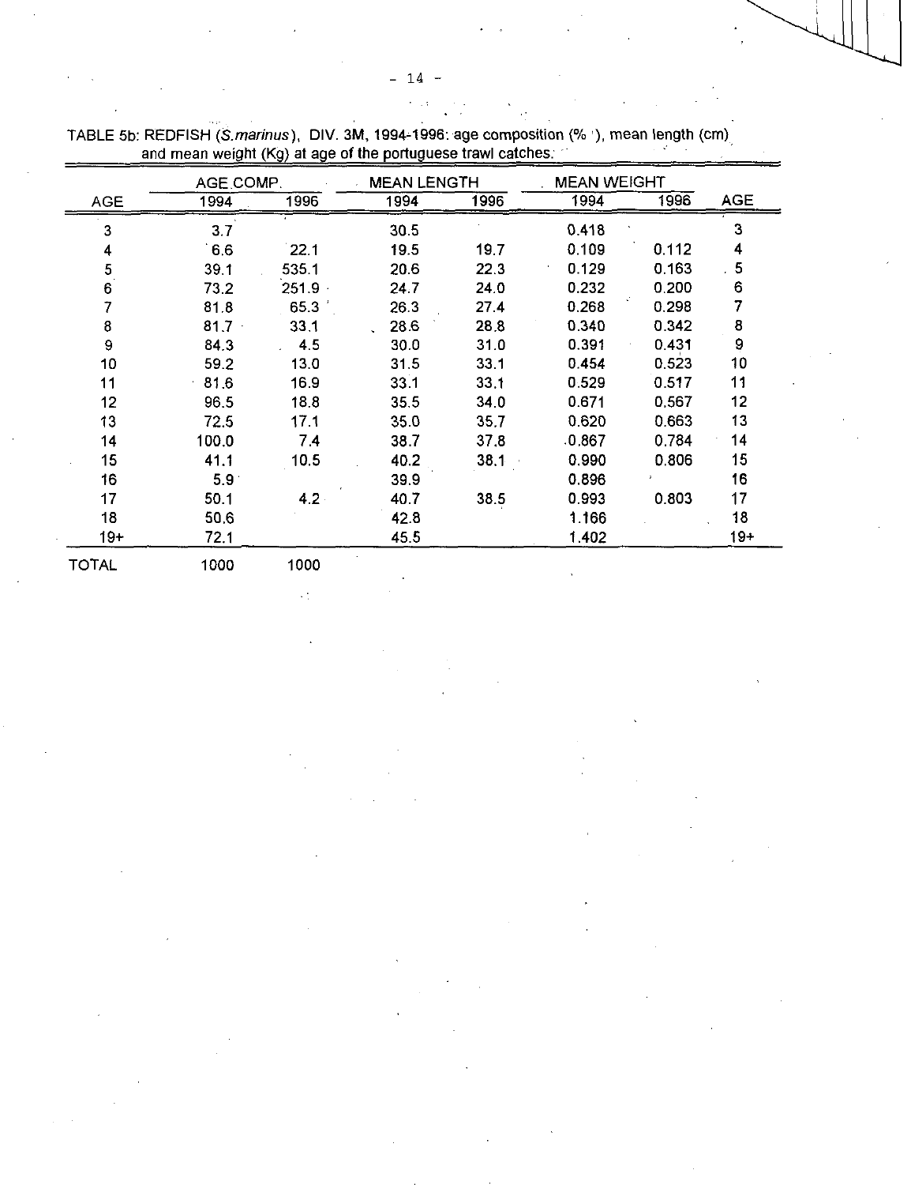TABLE 5b: REDFISH (*S.marinus*), DIV. 3M, 1994-1996: age composition (%), mean length (cm) and mean weight (Kg) at age of the portuguese trawl catches.

| AGE | AGE COMP. | | MEAN LENGTH | | MEAN WEIGHT | | AGE |
|---|---|---|---|---|---|---|---|
| | 1994 | 1996 | 1994 | 1996 | 1994 | 1996 | |
| 3 | 3.7 | | 30.5 | | 0.418 | | 3 |
| 4 | 6.6 | 22.1 | 19.5 | 19.7 | 0.109 | 0.112 | 4 |
| 5 | 39.1 | 535.1 | 20.6 | 22.3 | 0.129 | 0.163 | 5 |
| 6 | 73.2 | 251.9 | 24.7 | 24.0 | 0.232 | 0.200 | 6 |
| 7 | 81.8 | 65.3 | 26.3 | 27.4 | 0.268 | 0.298 | 7 |
| 8 | 81.7 | 33.1 | 28.6 | 28.8 | 0.340 | 0.342 | 8 |
| 9 | 84.3 | 4.5 | 30.0 | 31.0 | 0.391 | 0.431 | 9 |
| 10 | 59.2 | 13.0 | 31.5 | 33.1 | 0.454 | 0.523 | 10 |
| 11 | 81.6 | 16.9 | 33.1 | 33.1 | 0.529 | 0.517 | 11 |
| 12 | 96.5 | 18.8 | 35.5 | 34.0 | 0.671 | 0.567 | 12 |
| 13 | 72.5 | 17.1 | 35.0 | 35.7 | 0.620 | 0.663 | 13 |
| 14 | 100.0 | 7.4 | 38.7 | 37.8 | 0.867 | 0.784 | 14 |
| 15 | 41.1 | 10.5 | 40.2 | 38.1 | 0.990 | 0.806 | 15 |
| 16 | 5.9 | | 39.9 | | 0.896 | | 16 |
| 17 | 50.1 | 4.2 | 40.7 | 38.5 | 0.993 | 0.803 | 17 |
| 18 | 50.6 | | 42.8 | | 1.166 | | 18 |
| 19+ | 72.1 | | 45.5 | | 1.402 | | 19+ |
| TOTAL | 1000 | 1000 | | | | | |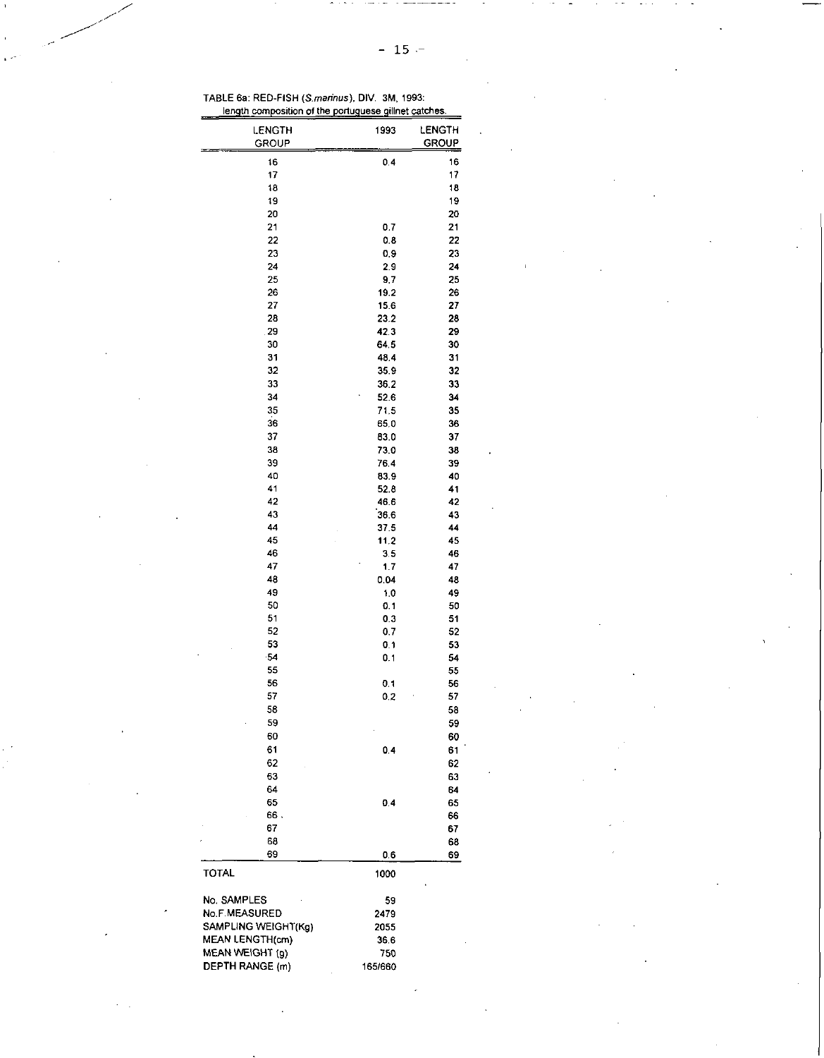TABLE 6a: RED-FISH (*S.marinus*), DIV. 3M, 1993:
length composition of the portuguese gillnet catches.

| LENGTH GROUP | 1993 | LENGTH GROUP |
|---|---|---|
| 16 | 0.4 | 16 |
| 17 | | 17 |
| 18 | | 18 |
| 19 | | 19 |
| 20 | | 20 |
| 21 | 0.7 | 21 |
| 22 | 0.8 | 22 |
| 23 | 0.9 | 23 |
| 24 | 2.9 | 24 |
| 25 | 9.7 | 25 |
| 26 | 19.2 | 26 |
| 27 | 15.6 | 27 |
| 28 | 23.2 | 28 |
| 29 | 42.3 | 29 |
| 30 | 64.5 | 30 |
| 31 | 48.4 | 31 |
| 32 | 35.9 | 32 |
| 33 | 36.2 | 33 |
| 34 | 52.6 | 34 |
| 35 | 71.5 | 35 |
| 36 | 65.0 | 36 |
| 37 | 83.0 | 37 |
| 38 | 73.0 | 38 |
| 39 | 76.4 | 39 |
| 40 | 83.9 | 40 |
| 41 | 52.8 | 41 |
| 42 | 46.6 | 42 |
| 43 | 36.6 | 43 |
| 44 | 37.5 | 44 |
| 45 | 11.2 | 45 |
| 46 | 3.5 | 46 |
| 47 | 1.7 | 47 |
| 48 | 0.04 | 48 |
| 49 | 1.0 | 49 |
| 50 | 0.1 | 50 |
| 51 | 0.3 | 51 |
| 52 | 0.7 | 52 |
| 53 | 0.1 | 53 |
| 54 | 0.1 | 54 |
| 55 | | 55 |
| 56 | 0.1 | 56 |
| 57 | 0.2 | 57 |
| 58 | | 58 |
| 59 | | 59 |
| 60 | | 60 |
| 61 | 0.4 | 61 |
| 62 | | 62 |
| 63 | | 63 |
| 64 | | 64 |
| 65 | 0.4 | 65 |
| 66 | | 66 |
| 67 | | 67 |
| 68 | | 68 |
| 69 | 0.6 | 69 |
| TOTAL | 1000 | |

| | |
|---|---|
| No. SAMPLES | 59 |
| No.F.MEASURED | 2479 |
| SAMPLING WEIGHT(Kg) | 2055 |
| MEAN LENGTH(cm) | 36.6 |
| MEAN WEIGHT (g) | 750 |
| DEPTH RANGE (m) | 165/660 |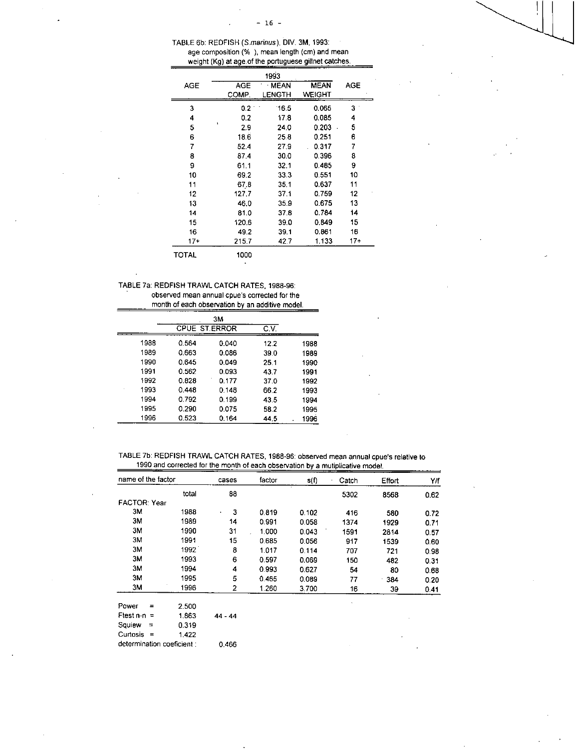TABLE 6b: REDFISH (*S.marinus*), DIV. 3M, 1993:
age composition (% ), mean length (cm) and mean
weight (Kg) at age of the portuguese gillnet catches.

| AGE | 1993 AGE COMP. | MEAN LENGTH | MEAN WEIGHT | AGE |
|---|---|---|---|---|
| 3 | 0.2 | 16.5 | 0.065 | 3 |
| 4 | 0.2 | 17.8 | 0.085 | 4 |
| 5 | 2.9 | 24.0 | 0.203 | 5 |
| 6 | 18.6 | 25.8 | 0.251 | 6 |
| 7 | 52.4 | 27.9 | 0.317 | 7 |
| 8 | 87.4 | 30.0 | 0.396 | 8 |
| 9 | 61.1 | 32.1 | 0.485 | 9 |
| 10 | 69.2 | 33.3 | 0.551 | 10 |
| 11 | 67.8 | 35.1 | 0.637 | 11 |
| 12 | 127.7 | 37.1 | 0.759 | 12 |
| 13 | 46.0 | 35.9 | 0.675 | 13 |
| 14 | 81.0 | 37.8 | 0.784 | 14 |
| 15 | 120.6 | 39.0 | 0.849 | 15 |
| 16 | 49.2 | 39.1 | 0.861 | 16 |
| 17+ | 215.7 | 42.7 | 1.133 | 17+ |
| TOTAL | 1000 | | | |

TABLE 7a: REDFISH TRAWL CATCH RATES, 1988-96:
observed mean annual cpue's corrected for the
month of each observation by an additive model.

| | 3M CPUE | ST.ERROR | C.V. | |
|---|---|---|---|---|
| 1988 | 0.564 | 0.040 | 12.2 | 1988 |
| 1989 | 0.663 | 0.086 | 39.0 | 1989 |
| 1990 | 0.645 | 0.049 | 25.1 | 1990 |
| 1991 | 0.562 | 0.093 | 43.7 | 1991 |
| 1992 | 0.828 | 0.177 | 37.0 | 1992 |
| 1993 | 0.448 | 0.148 | 66.2 | 1993 |
| 1994 | 0.792 | 0.199 | 43.5 | 1994 |
| 1995 | 0.290 | 0.075 | 58.2 | 1995 |
| 1996 | 0.523 | 0.164 | 44.5 | 1996 |

TABLE 7b: REDFISH TRAWL CATCH RATES, 1988-96: observed mean annual cpue's relative to 1990 and corrected for the month of each observation by a mutiplicative model.

| name of the factor | | cases | factor | s(f) | Catch | Effort | Y/f |
|---|---|---|---|---|---|---|---|
| | total | 88 | | | 5302 | 8568 | 0.62 |
| FACTOR: Year | | | | | | | |
| 3M | 1988 | 3 | 0.819 | 0.102 | 416 | 580 | 0.72 |
| 3M | 1989 | 14 | 0.991 | 0.058 | 1374 | 1929 | 0.71 |
| 3M | 1990 | 31 | 1.000 | 0.043 | 1591 | 2814 | 0.57 |
| 3M | 1991 | 15 | 0.685 | 0.056 | 917 | 1539 | 0.60 |
| 3M | 1992 | 8 | 1.017 | 0.114 | 707 | 721 | 0.98 |
| 3M | 1993 | 6 | 0.597 | 0.069 | 150 | 482 | 0.31 |
| 3M | 1994 | 4 | 0.993 | 0.627 | 54 | 80 | 0.68 |
| 3M | 1995 | 5 | 0.465 | 0.089 | 77 | 384 | 0.20 |
| 3M | 1996 | 2 | 1.260 | 3.700 | 16 | 39 | 0.41 |

Power = 2.500
Ftest n-n = 1.863 44 - 44
Squiew = 0.319
Curtosis = 1.422
determination coeficient : 0.466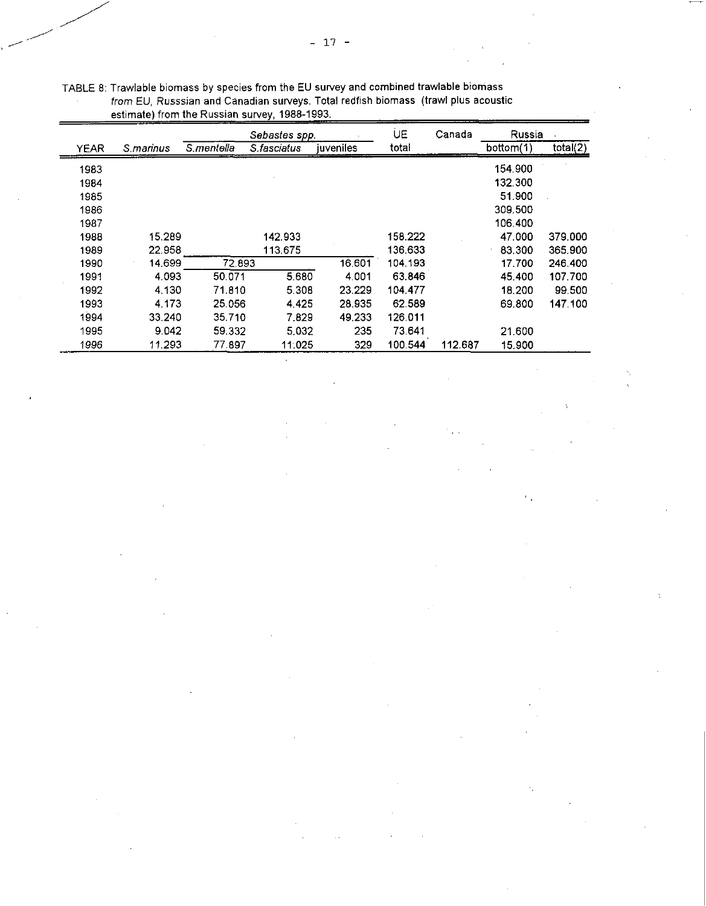TABLE 8: Trawlable biomass by species from the EU survey and combined trawlable biomass *from* EU, Russsian and Canadian surveys. Total redfish biomass (trawl plus acoustic estimate) from the Russian survey, 1988-1993.

| | | *Sebastes spp.* | | | UE | Canada | Russia | |
|---|---|---|---|---|---|---|---|---|
| YEAR | *S.marinus* | *S.mentella* | *S.fasciatus* | juveniles | total | | bottom(1) | total(2) |
| 1983 | | | | | | | 154.900 | |
| 1984 | | | | | | | 132.300 | |
| 1985 | | | | | | | 51.900 | |
| 1986 | | | | | | | 309.500 | |
| 1987 | | | | | | | 106.400 | |
| 1988 | 15.289 | | 142.933 | | 158.222 | | 47.000 | 379.000 |
| 1989 | 22.958 | | 113.675 | | 136.633 | | 83.300 | 365.900 |
| 1990 | 14.699 | 72.893 | | 16.601 | 104.193 | | 17.700 | 246.400 |
| 1991 | 4.093 | 50.071 | 5.680 | 4.001 | 63.846 | | 45.400 | 107.700 |
| 1992 | 4.130 | 71.810 | 5.308 | 23.229 | 104.477 | | 18.200 | 99.500 |
| 1993 | 4.173 | 25.056 | 4.425 | 28.935 | 62.589 | | 69.800 | 147.100 |
| 1994 | 33.240 | 35.710 | 7.829 | 49.233 | 126.011 | | | |
| 1995 | 9.042 | 59.332 | 5.032 | 235 | 73.641 | | 21.600 | |
| 1996 | 11.293 | 77.897 | 11.025 | 329 | 100.544 | 112.687 | 15.900 | |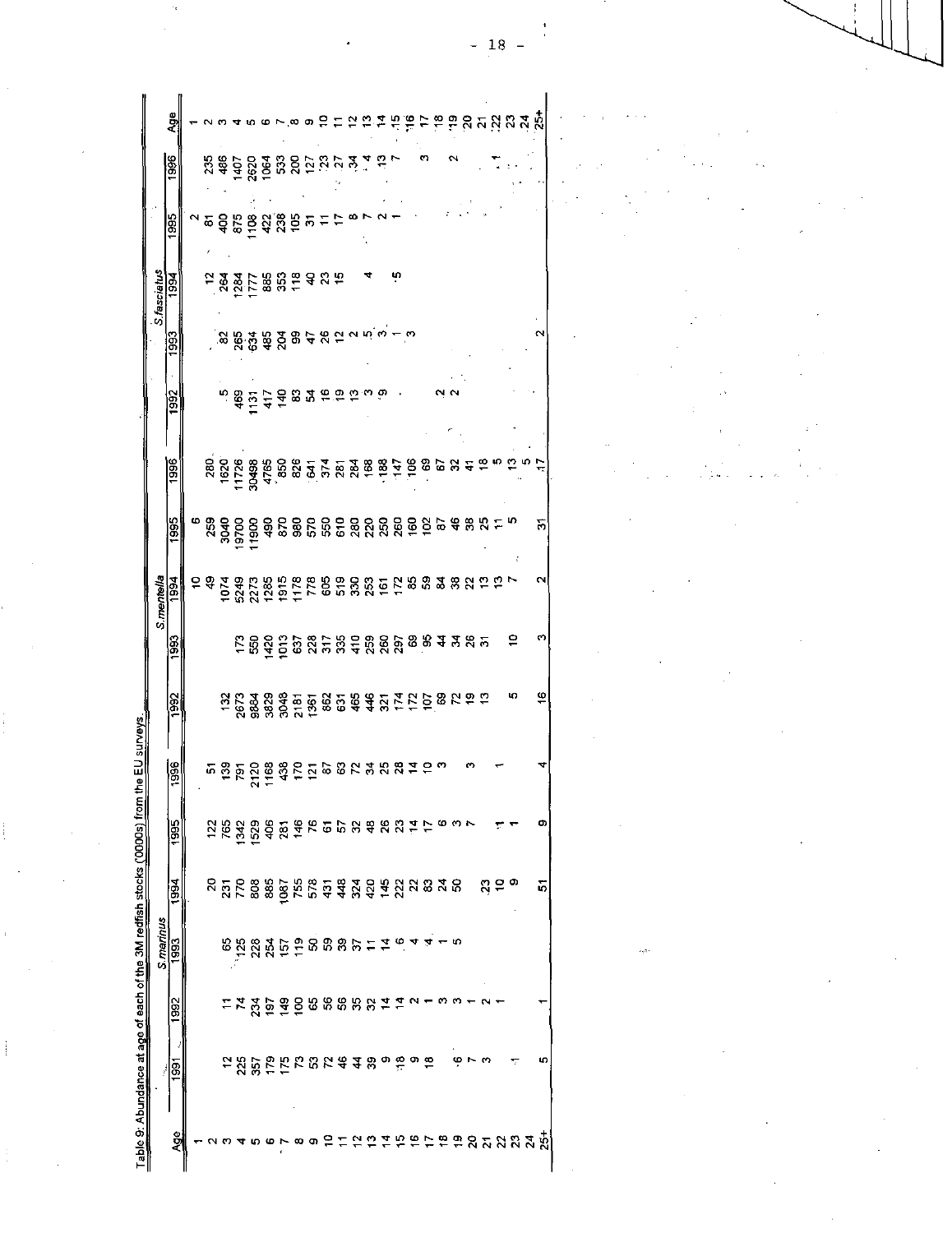Table 9: Abundance at age of each of the 3M redfish stocks ('000s) from the EU surveys.

| Age | *S. marinus* 1991 | 1992 | 1993 | 1994 | 1995 | 1996 | *S. mentella* 1992 | 1993 | 1994 | 1995 | 1996 | *S. fasciatus* 1992 | 1993 | 1994 | 1995 | 1996 | Age |
|---|---|---|---|---|---|---|---|---|---|---|---|---|---|---|---|---|---|
| 1 | | | | | | | | | 10 | 6 | | | | | 2 | | 1 |
| 2 | | | | | | | | | 49 | 259 | 280 | | | 12 | 81 | 235 | 2 |
| 3 | 12 | 11 | 65 | 20 | 122 | 51 | 132 | | 1074 | 3040 | 1620 | 5 | 82 | 264 | 400 | 486 | 3 |
| 4 | 225 | 74 | 125 | 231 | 765 | 139 | 2673 | 173 | 5249 | 19700 | 11726 | 469 | 265 | 1284 | 875 | 1407 | 4 |
| 5 | 357 | 234 | 228 | 770 | 1342 | 791 | 9884 | 550 | 2273 | 11900 | 30498 | 1131 | 634 | 1777 | 1108 | 2620 | 5 |
| 6 | 179 | 197 | 254 | 808 | 1529 | 2120 | 3829 | 1420 | 1285 | 490 | 4765 | 417 | 485 | 885 | 422 | 1064 | 6 |
| 7 | 175 | 149 | 157 | 885 | 406 | 1168 | 3048 | 1013 | 1915 | 870 | 850 | 140 | 204 | 353 | 238 | 533 | 7 |
| 8 | 73 | 100 | 119 | 1087 | 281 | 438 | 2181 | 637 | 1178 | 980 | 826 | 83 | 99 | 118 | 105 | 200 | 8 |
| 9 | 53 | 65 | 50 | 755 | 146 | 170 | 1361 | 228 | 778 | 570 | 641 | 54 | 47 | 40 | 31 | 127 | 9 |
| 10 | 72 | 56 | 59 | 578 | 76 | 121 | 862 | 317 | 605 | 550 | 374 | 16 | 26 | 23 | 11 | 23 | 10 |
| 11 | 46 | 56 | 39 | 431 | 61 | 87 | 631 | 335 | 519 | 610 | 281 | 19 | 12 | 15 | 17 | 27 | 11 |
| 12 | 44 | 35 | 37 | 448 | 57 | 63 | 465 | 410 | 330 | 280 | 284 | 13 | 2 | | 8 | 34 | 12 |
| 13 | 39 | 32 | 11 | 324 | 32 | 72 | 446 | 259 | 253 | 220 | 168 | 3 | 5 | 4 | 7 | 4 | 13 |
| 14 | 9 | 14 | 14 | 420 | 48 | 34 | 321 | 260 | 161 | 250 | 188 | 9 | 3 | | 2 | 13 | 14 |
| 15 | 18 | 14 | 6 | 145 | 26 | 25 | 174 | 297 | 172 | 260 | 147 | | 1 | 5 | 1 | 7 | 15 |
| 16 | 9 | 2 | 4 | 222 | 23 | 28 | 172 | 68 | 85 | 160 | 106 | | 3 | | | | 16 |
| 17 | 18 | 1 | 4 | 22 | 14 | 14 | 107 | 95 | 59 | 102 | 69 | | | | | 3 | 17 |
| 18 | | 3 | 1 | 83 | 17 | 10 | 69 | 44 | 84 | 87 | 67 | 2 | | | | | 18 |
| 19 | 6 | 3 | 5 | 24 | 6 | 3 | 72 | 34 | 38 | 46 | 32 | 2 | | | | 2 | 19 |
| 20 | 7 | 1 | | 50 | 3 | | 19 | 26 | 22 | 38 | 41 | | | | | | 20 |
| 21 | 3 | 2 | | | 7 | 3 | 13 | 31 | 13 | 25 | 18 | | | | | | 21 |
| 22 | | 1 | | 23 | | | | | 13 | 11 | 5 | | | | | 1 | 22 |
| 23 | 1 | | | 10 | 1 | 1 | 5 | 10 | 7 | 5 | 13 | | | | | | 23 |
| 24 | | | | 9 | 1 | | | | | | 5 | | | | | | 24 |
| 25+ | 5 | 1 | | 51 | 9 | 4 | 16 | 3 | 2 | 31 | 17 | | 2 | | | | 25+ |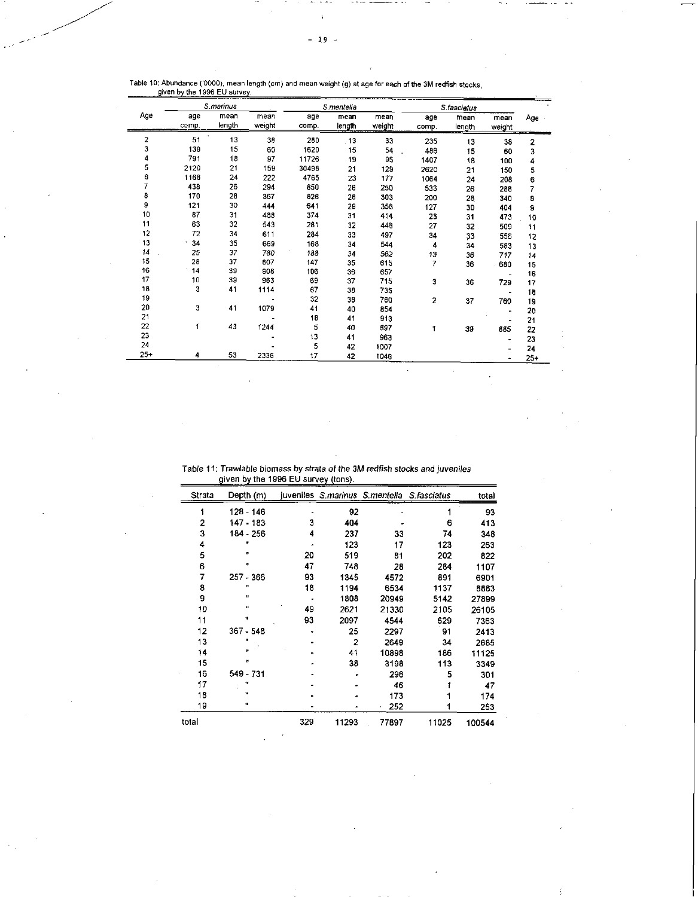Table 10: Abundance ('0000), mean length (cm) and mean weight (g) at age for each of the 3M redfish stocks, given by the 1996 EU survey.

| Age | *S.marinus* | | | *S.mentella* | | | *S.fasciatus* | | | Age |
|---|---|---|---|---|---|---|---|---|---|---|
| | age comp. | mean length | mean weight | age comp. | mean length | mean weight | age comp. | mean length | mean weight | |
| 2 | 51 | 13 | 38 | 280 | 13 | 33 | 235 | 13 | 38 | 2 |
| 3 | 139 | 15 | 60 | 1620 | 15 | 54 | 486 | 15 | 60 | 3 |
| 4 | 791 | 18 | 97 | 11726 | 19 | 95 | 1407 | 18 | 100 | 4 |
| 5 | 2120 | 21 | 159 | 30498 | 21 | 129 | 2620 | 21 | 150 | 5 |
| 6 | 1168 | 24 | 222 | 4765 | 23 | 177 | 1064 | 24 | 208 | 6 |
| 7 | 438 | 26 | 294 | 850 | 26 | 250 | 533 | 26 | 288 | 7 |
| 8 | 170 | 28 | 367 | 826 | 28 | 303 | 200 | 28 | 340 | 8 |
| 9 | 121 | 30 | 444 | 641 | 29 | 358 | 127 | 30 | 404 | 9 |
| 10 | 87 | 31 | 488 | 374 | 31 | 414 | 23 | 31 | 473 | 10 |
| 11 | 63 | 32 | 543 | 281 | 32 | 448 | 27 | 32 | 509 | 11 |
| 12 | 72 | 34 | 611 | 284 | 33 | 497 | 34 | 33 | 556 | 12 |
| 13 | 34 | 35 | 669 | 168 | 34 | 544 | 4 | 34 | 583 | 13 |
| 14 | 25 | 37 | 780 | 188 | 34 | 562 | 13 | 36 | 717 | 14 |
| 15 | 28 | 37 | 807 | 147 | 35 | 615 | 7 | 36 | 680 | 15 |
| 16 | 14 | 39 | 908 | 106 | 36 | 657 | | | - | 16 |
| 17 | 10 | 39 | 963 | 69 | 37 | 715 | 3 | 36 | 729 | 17 |
| 18 | 3 | 41 | 1114 | 67 | 38 | 735 | | | - | 18 |
| 19 | | | - | 32 | 38 | 760 | 2 | 37 | 760 | 19 |
| 20 | 3 | 41 | 1079 | 41 | 40 | 854 | | | - | 20 |
| 21 | | | - | 18 | 41 | 913 | | | - | 21 |
| 22 | 1 | 43 | 1244 | 5 | 40 | 897 | 1 | 39 | 885 | 22 |
| 23 | | | - | 13 | 41 | 963 | | | - | 23 |
| 24 | | | - | 5 | 42 | 1007 | | | - | 24 |
| 25+ | 4 | 53 | 2336 | 17 | 42 | 1046 | | | - | 25+ |

Table 11: Trawlable biomass by strata of the 3M redfish stocks and juveniles given by the 1996 EU survey (tons).

| Strata | Depth (m) | juveniles | *S.marinus* | *S.mentella* | *S.fasciatus* | total |
|---|---|---|---|---|---|---|
| 1 | 128 - 146 | - | 92 | - | 1 | 93 |
| 2 | 147 - 183 | 3 | 404 | - | 6 | 413 |
| 3 | 184 - 256 | 4 | 237 | 33 | 74 | 348 |
| 4 | " | - | 123 | 17 | 123 | 263 |
| 5 | " | 20 | 519 | 81 | 202 | 822 |
| 6 | " | 47 | 748 | 28 | 284 | 1107 |
| 7 | 257 - 366 | 93 | 1345 | 4572 | 891 | 6901 |
| 8 | " | 18 | 1194 | 6534 | 1137 | 8883 |
| 9 | " | - | 1808 | 20949 | 5142 | 27899 |
| 10 | " | 49 | 2621 | 21330 | 2105 | 26105 |
| 11 | " | 93 | 2097 | 4544 | 629 | 7363 |
| 12 | 367 - 548 | - | 25 | 2297 | 91 | 2413 |
| 13 | " | - | 2 | 2649 | 34 | 2685 |
| 14 | " | - | 41 | 10898 | 186 | 11125 |
| 15 | " | - | 38 | 3198 | 113 | 3349 |
| 16 | 549 - 731 | - | - | 296 | 5 | 301 |
| 17 | " | - | - | 46 | 1 | 47 |
| 18 | " | - | - | 173 | 1 | 174 |
| 19 | " | - | - | 252 | 1 | 253 |
| total | | 329 | 11293 | 77897 | 11025 | 100544 |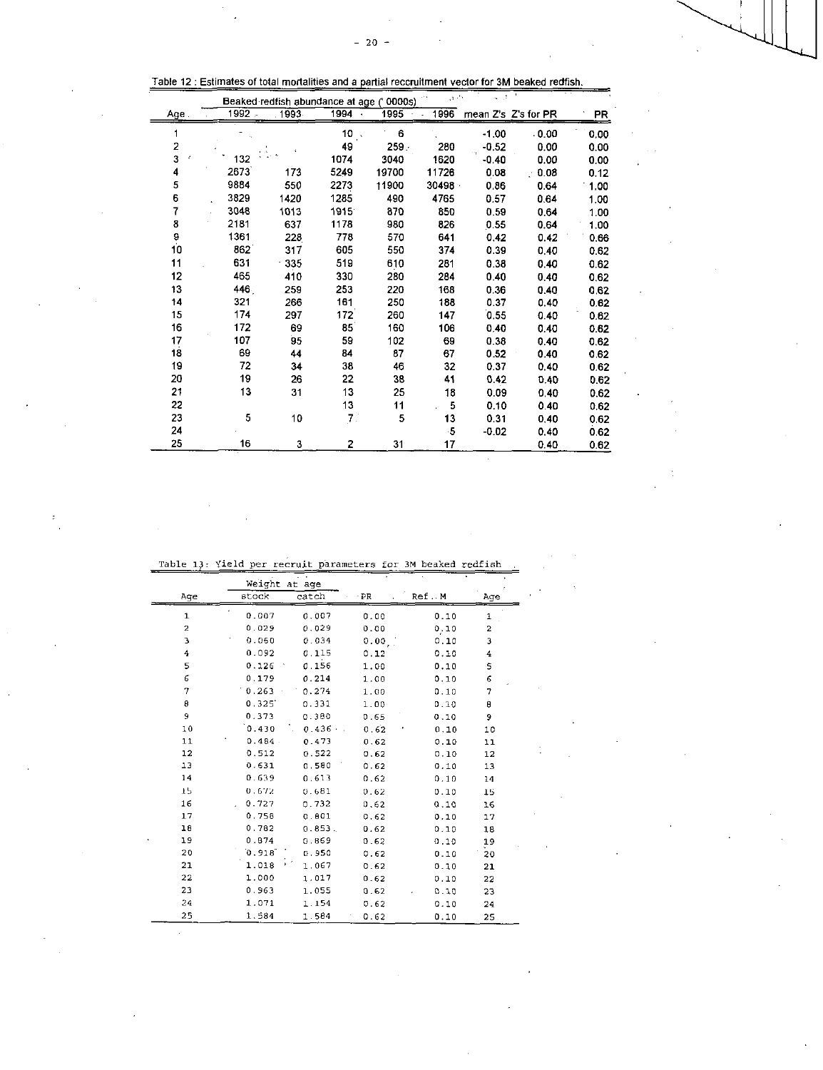Table 12 : Estimates of total mortalities and a partial reccruitment vector for 3M beaked redfish.

| Age | Beaked redfish abundance at age ('000s) | | | | | mean Z's | Z's for PR | PR |
|---|---|---|---|---|---|---|---|---|
| | 1992 | 1993 | 1994 | 1995 | 1996 | | | |
| 1 | | | 10 | 6 | | -1.00 | 0.00 | 0.00 |
| 2 | | | 49 | 259 | 280 | -0.52 | 0.00 | 0.00 |
| 3 | 132 | | 1074 | 3040 | 1620 | -0.40 | 0.00 | 0.00 |
| 4 | 2673 | 173 | 5249 | 19700 | 11726 | 0.08 | 0.08 | 0.12 |
| 5 | 9884 | 550 | 2273 | 11900 | 30498 | 0.86 | 0.64 | 1.00 |
| 6 | 3829 | 1420 | 1285 | 490 | 4765 | 0.57 | 0.64 | 1.00 |
| 7 | 3048 | 1013 | 1915 | 870 | 850 | 0.59 | 0.64 | 1.00 |
| 8 | 2181 | 637 | 1178 | 980 | 826 | 0.55 | 0.64 | 1.00 |
| 9 | 1361 | 228 | 778 | 570 | 641 | 0.42 | 0.42 | 0.66 |
| 10 | 862 | 317 | 605 | 550 | 374 | 0.39 | 0.40 | 0.62 |
| 11 | 631 | 335 | 519 | 610 | 281 | 0.38 | 0.40 | 0.62 |
| 12 | 465 | 410 | 330 | 280 | 284 | 0.40 | 0.40 | 0.62 |
| 13 | 446 | 259 | 253 | 220 | 168 | 0.36 | 0.40 | 0.62 |
| 14 | 321 | 266 | 161 | 250 | 188 | 0.37 | 0.40 | 0.62 |
| 15 | 174 | 297 | 172 | 260 | 147 | 0.55 | 0.40 | 0.62 |
| 16 | 172 | 69 | 85 | 160 | 106 | 0.40 | 0.40 | 0.62 |
| 17 | 107 | 95 | 59 | 102 | 69 | 0.38 | 0.40 | 0.62 |
| 18 | 69 | 44 | 84 | 87 | 67 | 0.52 | 0.40 | 0.62 |
| 19 | 72 | 34 | 38 | 46 | 32 | 0.37 | 0.40 | 0.62 |
| 20 | 19 | 26 | 22 | 38 | 41 | 0.42 | 0.40 | 0.62 |
| 21 | 13 | 31 | 13 | 25 | 18 | 0.09 | 0.40 | 0.62 |
| 22 | | | 13 | 11 | 5 | 0.10 | 0.40 | 0.62 |
| 23 | 5 | 10 | 7 | 5 | 13 | 0.31 | 0.40 | 0.62 |
| 24 | | | | | 5 | -0.02 | 0.40 | 0.62 |
| 25 | 16 | 3 | 2 | 31 | 17 | | 0.40 | 0.62 |

Table 13: Yield per recruit parameters for 3M beaked redfish

| Age | Weight at age | | PR | Ref. M | Age |
|---|---|---|---|---|---|
| | stock | catch | | | |
| 1 | 0.007 | 0.007 | 0.00 | 0.10 | 1 |
| 2 | 0.029 | 0.029 | 0.00 | 0.10 | 2 |
| 3 | 0.060 | 0.034 | 0.00 | 0.10 | 3 |
| 4 | 0.092 | 0.115 | 0.12 | 0.10 | 4 |
| 5 | 0.126 | 0.156 | 1.00 | 0.10 | 5 |
| 6 | 0.179 | 0.214 | 1.00 | 0.10 | 6 |
| 7 | 0.263 | 0.274 | 1.00 | 0.10 | 7 |
| 8 | 0.325 | 0.331 | 1.00 | 0.10 | 8 |
| 9 | 0.373 | 0.380 | 0.65 | 0.10 | 9 |
| 10 | 0.430 | 0.436 | 0.62 | 0.10 | 10 |
| 11 | 0.484 | 0.473 | 0.62 | 0.10 | 11 |
| 12 | 0.512 | 0.522 | 0.62 | 0.10 | 12 |
| 13 | 0.631 | 0.580 | 0.62 | 0.10 | 13 |
| 14 | 0.639 | 0.613 | 0.62 | 0.10 | 14 |
| 15 | 0.672 | 0.681 | 0.62 | 0.10 | 15 |
| 16 | 0.727 | 0.732 | 0.62 | 0.10 | 16 |
| 17 | 0.758 | 0.801 | 0.62 | 0.10 | 17 |
| 18 | 0.782 | 0.853 | 0.62 | 0.10 | 18 |
| 19 | 0.874 | 0.869 | 0.62 | 0.10 | 19 |
| 20 | 0.918 | 0.950 | 0.62 | 0.10 | 20 |
| 21 | 1.018 | 1.067 | 0.62 | 0.10 | 21 |
| 22 | 1.000 | 1.017 | 0.62 | 0.10 | 22 |
| 23 | 0.963 | 1.055 | 0.62 | 0.10 | 23 |
| 24 | 1.071 | 1.154 | 0.62 | 0.10 | 24 |
| 25 | 1.584 | 1.584 | 0.62 | 0.10 | 25 |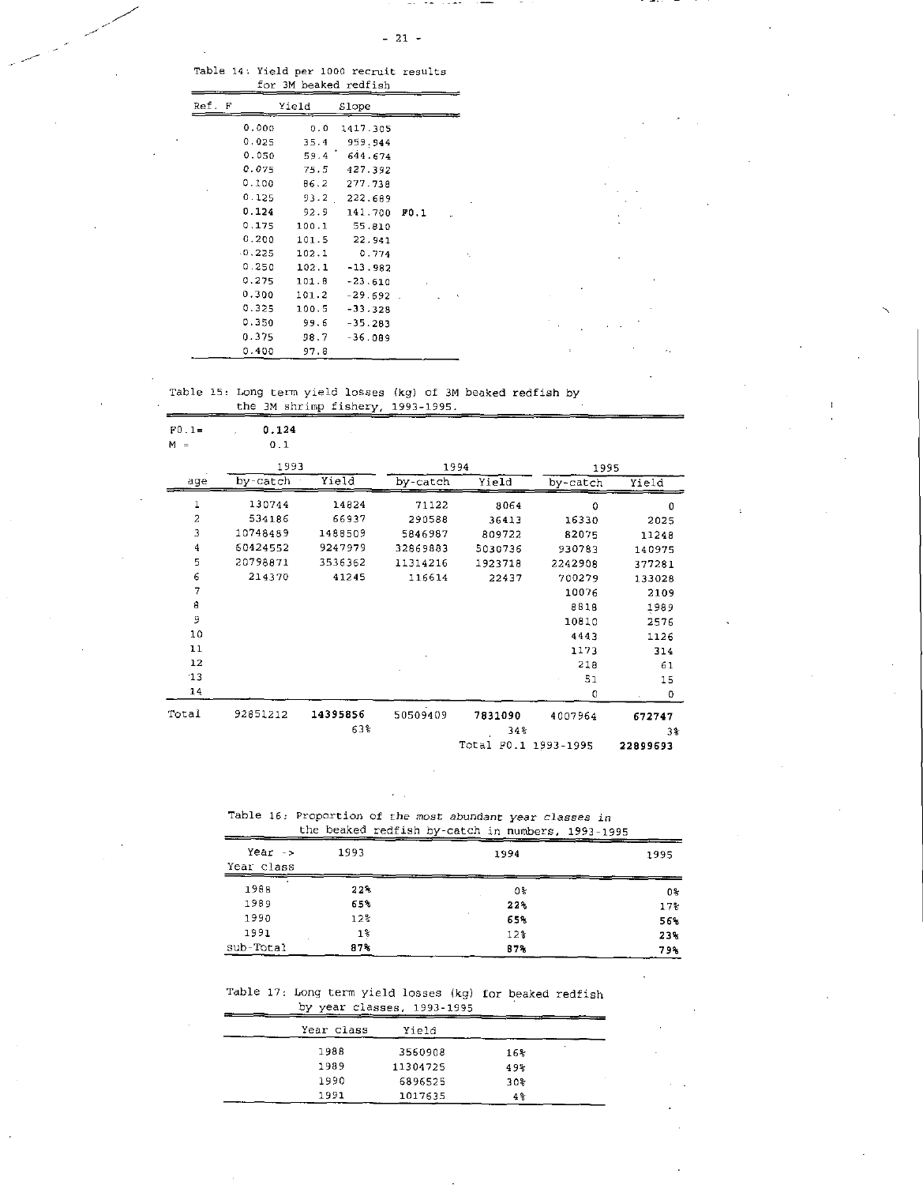Table 14: Yield per 1000 recruit results for 3M beaked redfish

| Ref. F | Yield | Slope | |
|---|---|---|---|
| 0.000 | 0.0 | 1417.305 | |
| 0.025 | 35.4 | 959.944 | |
| 0.050 | 59.4 | 644.674 | |
| 0.075 | 75.5 | 427.392 | |
| 0.100 | 86.2 | 277.738 | |
| 0.125 | 93.2 | 222.689 | |
| **0.124** | 92.9 | 141.700 | **F0.1** |
| 0.175 | 100.1 | 55.810 | |
| 0.200 | 101.5 | 22.941 | |
| 0.225 | 102.1 | 0.774 | |
| 0.250 | 102.1 | -13.982 | |
| 0.275 | 101.8 | -23.610 | |
| 0.300 | 101.2 | -29.692 | |
| 0.325 | 100.5 | -33.328 | |
| 0.350 | 99.6 | -35.283 | |
| 0.375 | 98.7 | -36.089 | |
| 0.400 | 97.8 | | |

Table 15: Long term yield losses (kg) of 3M beaked redfish by the 3M shrimp fishery, 1993-1995.

F0.1= **0.124**
M = 0.1

| | 1993 | | 1994 | | 1995 | |
|---|---|---|---|---|---|---|
| age | by-catch | Yield | by-catch | Yield | by-catch | Yield |
| 1 | 130744 | 14824 | 71122 | 8064 | 0 | 0 |
| 2 | 534186 | 66937 | 290588 | 36413 | 16330 | 2025 |
| 3 | 10748489 | 1488509 | 5846987 | 809722 | 82075 | 11248 |
| 4 | 60424552 | 9247979 | 32869883 | 5030736 | 930783 | 140975 |
| 5 | 20798871 | 3536362 | 11314216 | 1923718 | 2242908 | 377281 |
| 6 | 214370 | 41245 | 116614 | 22437 | 700279 | 133028 |
| 7 | | | | | 10076 | 2109 |
| 8 | | | | | 8818 | 1989 |
| 9 | | | | | 10810 | 2576 |
| 10 | | | | | 4443 | 1126 |
| 11 | | | | | 1173 | 314 |
| 12 | | | | | 218 | 61 |
| 13 | | | | | 51 | 15 |
| 14 | | | | | 0 | 0 |
| Total | 92851212 | **14395856** | 50509409 | **7831090** | 4007964 | **672747** |
| | | 63% | | 34% | | 3% |
| | | | | Total F0.1 1993-1995 | | **22899693** |

Table 16: Proportion of the most abundant year classes in the beaked redfish by-catch in numbers, 1993-1995

| Year -> Year class | 1993 | 1994 | 1995 |
|---|---|---|---|
| 1988 | **22%** | 0% | 0% |
| 1989 | **65%** | **22%** | 17% |
| 1990 | 12% | **65%** | **56%** |
| 1991 | 1% | 12% | **23%** |
| Sub-Total | **87%** | **87%** | **79%** |

Table 17: Long term yield losses (kg) for beaked redfish by year classes, 1993-1995

| Year class | Yield | |
|---|---|---|
| 1988 | 3560908 | 16% |
| 1989 | 11304725 | 49% |
| 1990 | 6896525 | 30% |
| 1991 | 1017635 | 4% |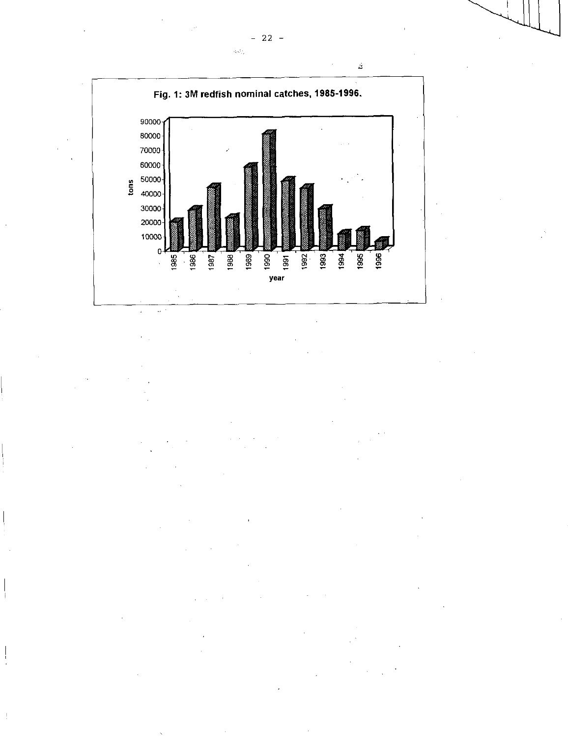**Fig. 1: 3M redfish nominal catches, 1985-1996.**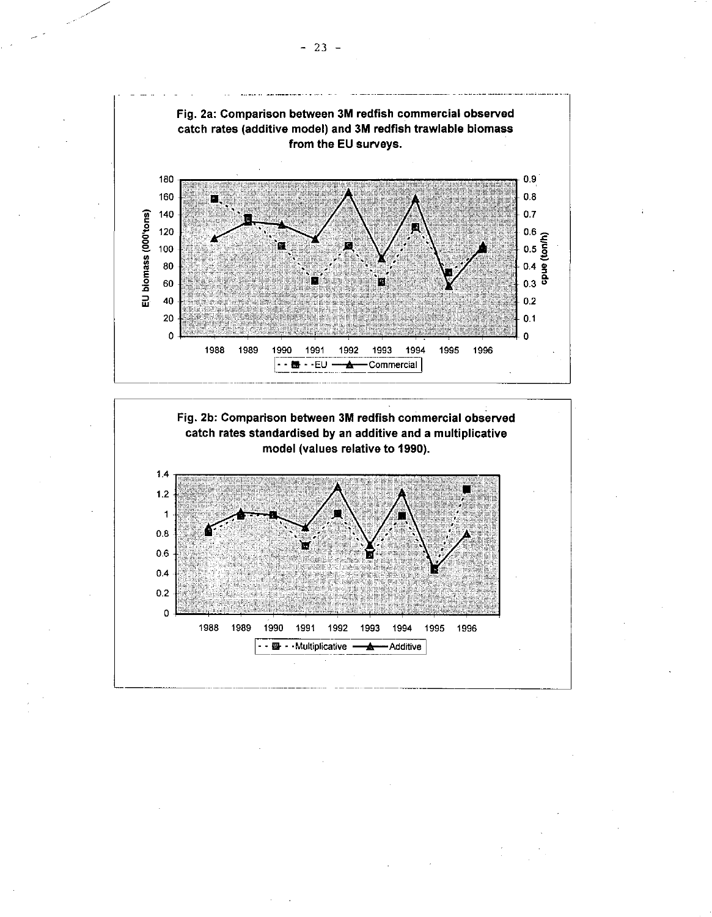**Fig. 2a: Comparison between 3M redfish commercial observed catch rates (additive model) and 3M redfish trawlable biomass from the EU surveys.**

**Fig. 2b: Comparison between 3M redfish commercial observed catch rates standardised by an additive and a multiplicative model (values relative to 1990).**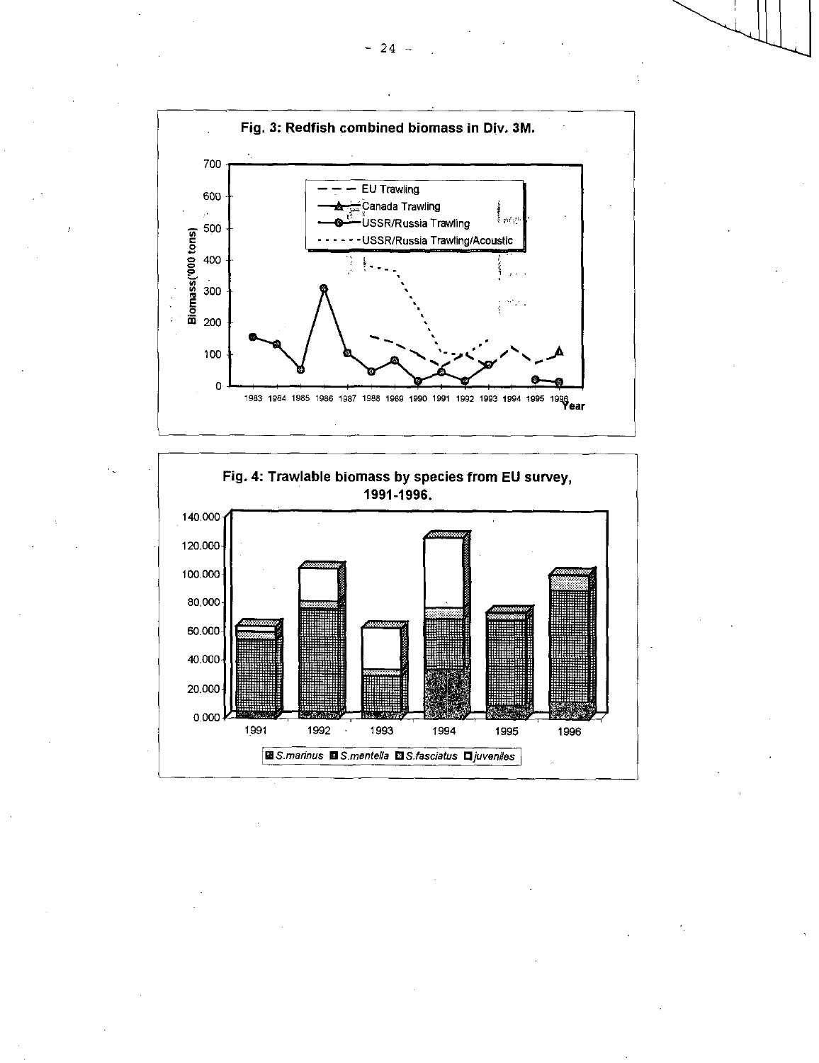**Fig. 3: Redfish combined biomass in Div. 3M.**

**Fig. 4: Trawlable biomass by species from EU survey, 1991-1996.**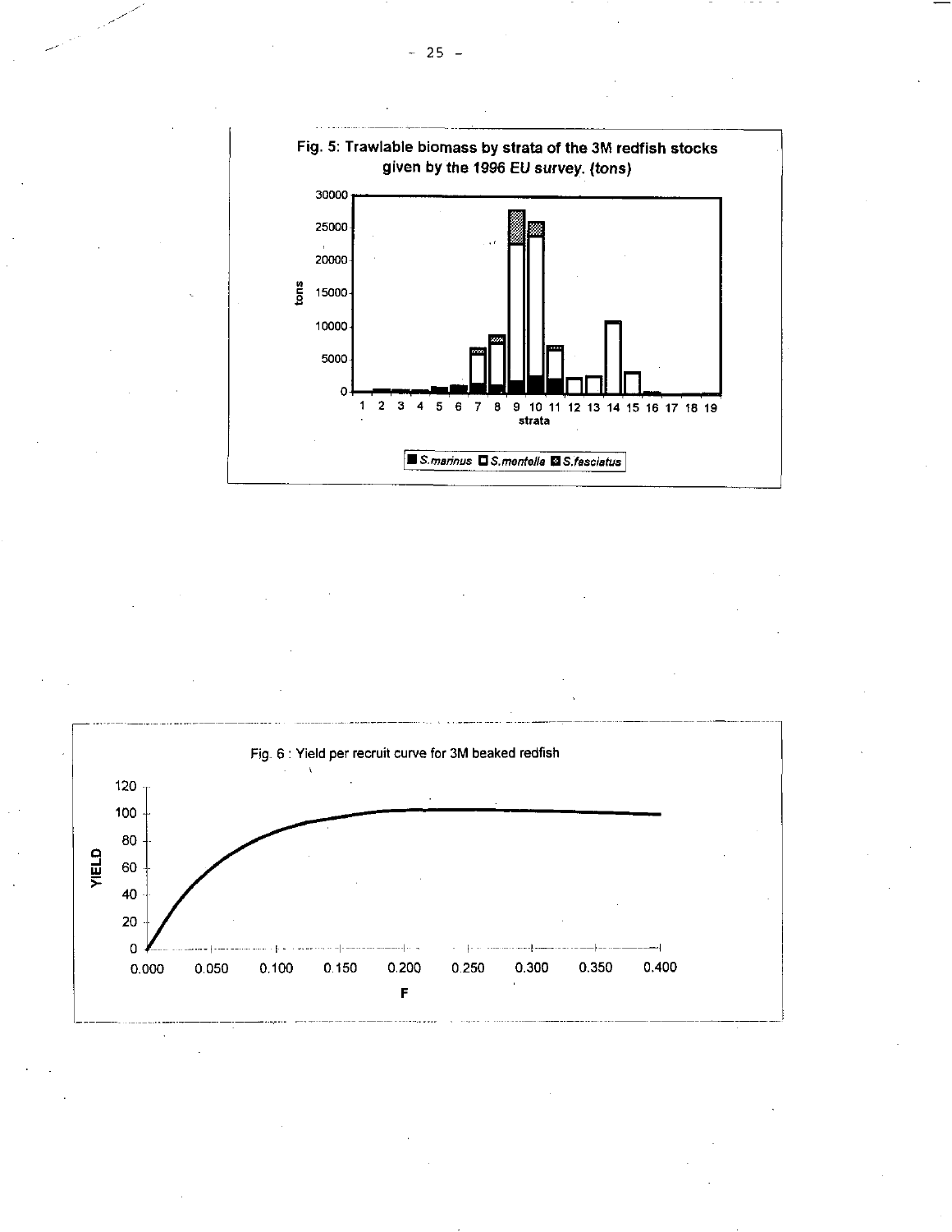Fig. 5: Trawlable biomass by strata of the 3M redfish stocks given by the 1996 EU survey. (tons)

30000
25000
20000
15000
10000
5000
0

tons

1 2 3 4 5 6 7 8 9 10 11 12 13 14 15 16 17 18 19

strata

S.marinus S.mentella S.fasciatus

Fig. 6 : Yield per recruit curve for 3M beaked redfish

120
100
80
60
40
20
0

YIELD

0.000 0.050 0.100 0.150 0.200 0.250 0.300 0.350 0.400

F